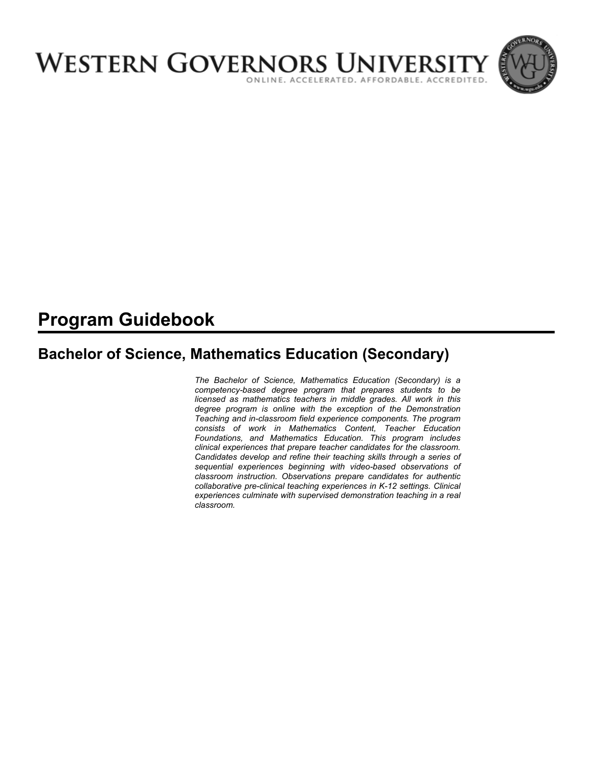# WESTERN GOVERNORS UNIVERSITY

ONLINE. ACCELERATED. AFFORDABLE. ACCREDITED.

## Program Guidebook

### Bachelor of Science, Mathematics Education (Secondary)

*The Bachelor of Science, Mathematics Education (Secondary) is a competency-based degree program that prepares students to be licensed as mathematics teachers in middle grades. All work in this degree program is online with the exception of the Demonstration Teaching and in-classroom field experience components. The program consists of work in Mathematics Content, Teacher Education Foundations, and Mathematics Education. This program includes clinical experiences that prepare teacher candidates for the classroom. Candidates develop and refine their teaching skills through a series of sequential experiences beginning with video-based observations of classroom instruction. Observations prepare candidates for authentic collaborative pre-clinical teaching experiences in K-12 settings. Clinical experiences culminate with supervised demonstration teaching in a real classroom.*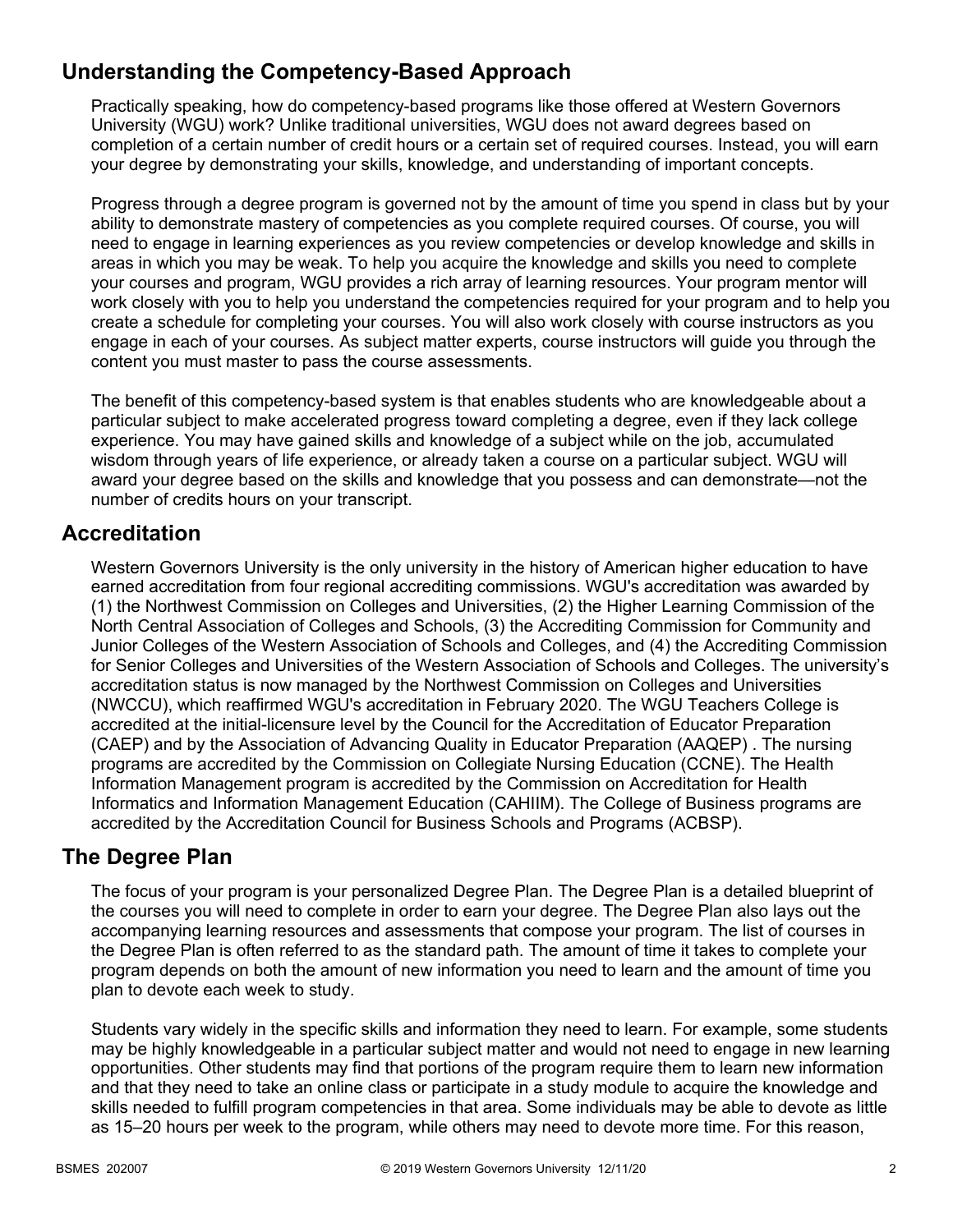## Understanding the Competency-Based Approach

Practically speaking, how do competency-based programs like those offered at Western Governors University (WGU) work? Unlike traditional universities, WGU does not award degrees based on completion of a certain number of credit hours or a certain set of required courses. Instead, you will earn your degree by demonstrating your skills, knowledge, and understanding of important concepts.

Progress through a degree program is governed not by the amount of time you spend in class but by your ability to demonstrate mastery of competencies as you complete required courses. Of course, you will need to engage in learning experiences as you review competencies or develop knowledge and skills in areas in which you may be weak. To help you acquire the knowledge and skills you need to complete your courses and program, WGU provides a rich array of learning resources. Your program mentor will work closely with you to help you understand the competencies required for your program and to help you create a schedule for completing your courses. You will also work closely with course instructors as you engage in each of your courses. As subject matter experts, course instructors will guide you through the content you must master to pass the course assessments.

The benefit of this competency-based system is that enables students who are knowledgeable about a particular subject to make accelerated progress toward completing a degree, even if they lack college experience. You may have gained skills and knowledge of a subject while on the job, accumulated wisdom through years of life experience, or already taken a course on a particular subject. WGU will award your degree based on the skills and knowledge that you possess and can demonstrate—not the number of credits hours on your transcript.

## Accreditation

Western Governors University is the only university in the history of American higher education to have earned accreditation from four regional accrediting commissions. WGU's accreditation was awarded by (1) the Northwest Commission on Colleges and Universities, (2) the Higher Learning Commission of the North Central Association of Colleges and Schools, (3) the Accrediting Commission for Community and Junior Colleges of the Western Association of Schools and Colleges, and (4) the Accrediting Commission for Senior Colleges and Universities of the Western Association of Schools and Colleges. The university's accreditation status is now managed by the Northwest Commission on Colleges and Universities (NWCCU), which reaffirmed WGU's accreditation in February 2020. The WGU Teachers College is accredited at the initial-licensure level by the Council for the Accreditation of Educator Preparation (CAEP) and by the Association of Advancing Quality in Educator Preparation (AAQEP) . The nursing programs are accredited by the Commission on Collegiate Nursing Education (CCNE). The Health Information Management program is accredited by the Commission on Accreditation for Health Informatics and Information Management Education (CAHIIM). The College of Business programs are accredited by the Accreditation Council for Business Schools and Programs (ACBSP).

## The Degree Plan

The focus of your program is your personalized Degree Plan. The Degree Plan is a detailed blueprint of the courses you will need to complete in order to earn your degree. The Degree Plan also lays out the accompanying learning resources and assessments that compose your program. The list of courses in the Degree Plan is often referred to as the standard path. The amount of time it takes to complete your program depends on both the amount of new information you need to learn and the amount of time you plan to devote each week to study.

Students vary widely in the specific skills and information they need to learn. For example, some students may be highly knowledgeable in a particular subject matter and would not need to engage in new learning opportunities. Other students may find that portions of the program require them to learn new information and that they need to take an online class or participate in a study module to acquire the knowledge and skills needed to fulfill program competencies in that area. Some individuals may be able to devote as little as 15–20 hours per week to the program, while others may need to devote more time. For this reason,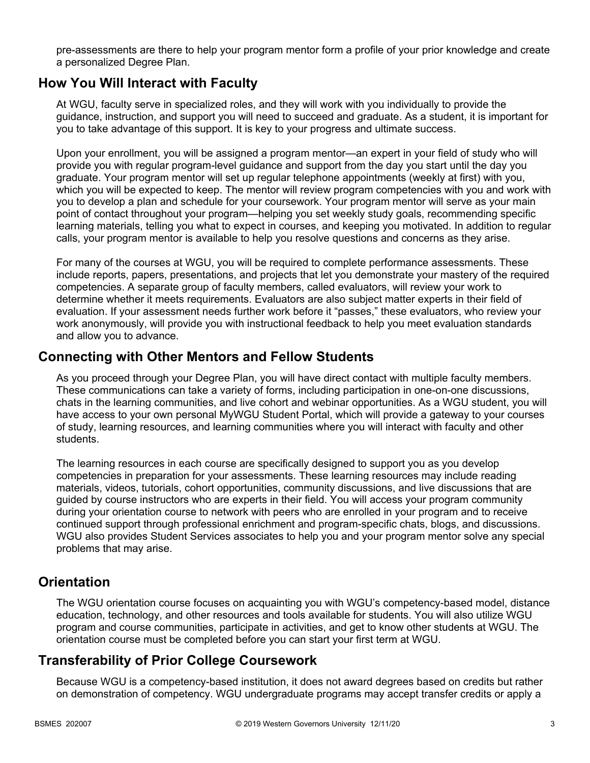pre-assessments are there to help your program mentor form a profile of your prior knowledge and create a personalized Degree Plan.

## How You Will Interact with Faculty

At WGU, faculty serve in specialized roles, and they will work with you individually to provide the guidance, instruction, and support you will need to succeed and graduate. As a student, it is important for you to take advantage of this support. It is key to your progress and ultimate success.

Upon your enrollment, you will be assigned a program mentor—an expert in your field of study who will provide you with regular program-level guidance and support from the day you start until the day you graduate. Your program mentor will set up regular telephone appointments (weekly at first) with you, which you will be expected to keep. The mentor will review program competencies with you and work with you to develop a plan and schedule for your coursework. Your program mentor will serve as your main point of contact throughout your program—helping you set weekly study goals, recommending specific learning materials, telling you what to expect in courses, and keeping you motivated. In addition to regular calls, your program mentor is available to help you resolve questions and concerns as they arise.

For many of the courses at WGU, you will be required to complete performance assessments. These include reports, papers, presentations, and projects that let you demonstrate your mastery of the required competencies. A separate group of faculty members, called evaluators, will review your work to determine whether it meets requirements. Evaluators are also subject matter experts in their field of evaluation. If your assessment needs further work before it "passes," these evaluators, who review your work anonymously, will provide you with instructional feedback to help you meet evaluation standards and allow you to advance.

## Connecting with Other Mentors and Fellow Students

As you proceed through your Degree Plan, you will have direct contact with multiple faculty members. These communications can take a variety of forms, including participation in one-on-one discussions, chats in the learning communities, and live cohort and webinar opportunities. As a WGU student, you will have access to your own personal MyWGU Student Portal, which will provide a gateway to your courses of study, learning resources, and learning communities where you will interact with faculty and other students.

The learning resources in each course are specifically designed to support you as you develop competencies in preparation for your assessments. These learning resources may include reading materials, videos, tutorials, cohort opportunities, community discussions, and live discussions that are guided by course instructors who are experts in their field. You will access your program community during your orientation course to network with peers who are enrolled in your program and to receive continued support through professional enrichment and program-specific chats, blogs, and discussions. WGU also provides Student Services associates to help you and your program mentor solve any special problems that may arise.

## Orientation

The WGU orientation course focuses on acquainting you with WGU's competency-based model, distance education, technology, and other resources and tools available for students. You will also utilize WGU program and course communities, participate in activities, and get to know other students at WGU. The orientation course must be completed before you can start your first term at WGU.

## Transferability of Prior College Coursework

Because WGU is a competency-based institution, it does not award degrees based on credits but rather on demonstration of competency. WGU undergraduate programs may accept transfer credits or apply a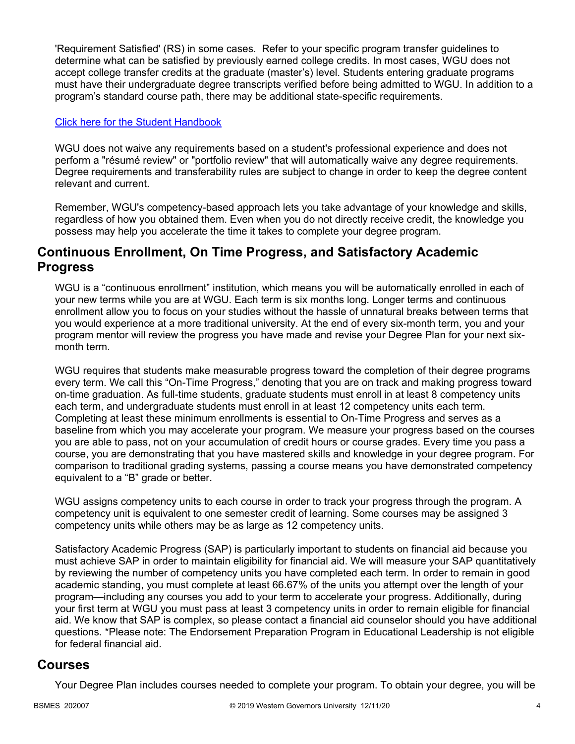'Requirement Satisfied' (RS) in some cases. Refer to your specific program transfer guidelines to determine what can be satisfied by previously earned college credits. In most cases, WGU does not accept college transfer credits at the graduate (master's) level. Students entering graduate programs must have their undergraduate degree transcripts verified before being admitted to WGU. In addition to a program's standard course path, there may be additional state-specific requirements.

[Click here for the Student Handbook]

WGU does not waive any requirements based on a student's professional experience and does not perform a "résumé review" or "portfolio review" that will automatically waive any degree requirements. Degree requirements and transferability rules are subject to change in order to keep the degree content relevant and current.

Remember, WGU's competency-based approach lets you take advantage of your knowledge and skills, regardless of how you obtained them. Even when you do not directly receive credit, the knowledge you possess may help you accelerate the time it takes to complete your degree program.

## Continuous Enrollment, On Time Progress, and Satisfactory Academic Progress

WGU is a "continuous enrollment" institution, which means you will be automatically enrolled in each of your new terms while you are at WGU. Each term is six months long. Longer terms and continuous enrollment allow you to focus on your studies without the hassle of unnatural breaks between terms that you would experience at a more traditional university. At the end of every six-month term, you and your program mentor will review the progress you have made and revise your Degree Plan for your next six-month term.

WGU requires that students make measurable progress toward the completion of their degree programs every term. We call this "On-Time Progress," denoting that you are on track and making progress toward on-time graduation. As full-time students, graduate students must enroll in at least 8 competency units each term, and undergraduate students must enroll in at least 12 competency units each term. Completing at least these minimum enrollments is essential to On-Time Progress and serves as a baseline from which you may accelerate your program. We measure your progress based on the courses you are able to pass, not on your accumulation of credit hours or course grades. Every time you pass a course, you are demonstrating that you have mastered skills and knowledge in your degree program. For comparison to traditional grading systems, passing a course means you have demonstrated competency equivalent to a "B" grade or better.

WGU assigns competency units to each course in order to track your progress through the program. A competency unit is equivalent to one semester credit of learning. Some courses may be assigned 3 competency units while others may be as large as 12 competency units.

Satisfactory Academic Progress (SAP) is particularly important to students on financial aid because you must achieve SAP in order to maintain eligibility for financial aid. We will measure your SAP quantitatively by reviewing the number of competency units you have completed each term. In order to remain in good academic standing, you must complete at least 66.67% of the units you attempt over the length of your program—including any courses you add to your term to accelerate your progress. Additionally, during your first term at WGU you must pass at least 3 competency units in order to remain eligible for financial aid. We know that SAP is complex, so please contact a financial aid counselor should you have additional questions. *Please note: The Endorsement Preparation Program in Educational Leadership is not eligible for federal financial aid.

## Courses

Your Degree Plan includes courses needed to complete your program. To obtain your degree, you will be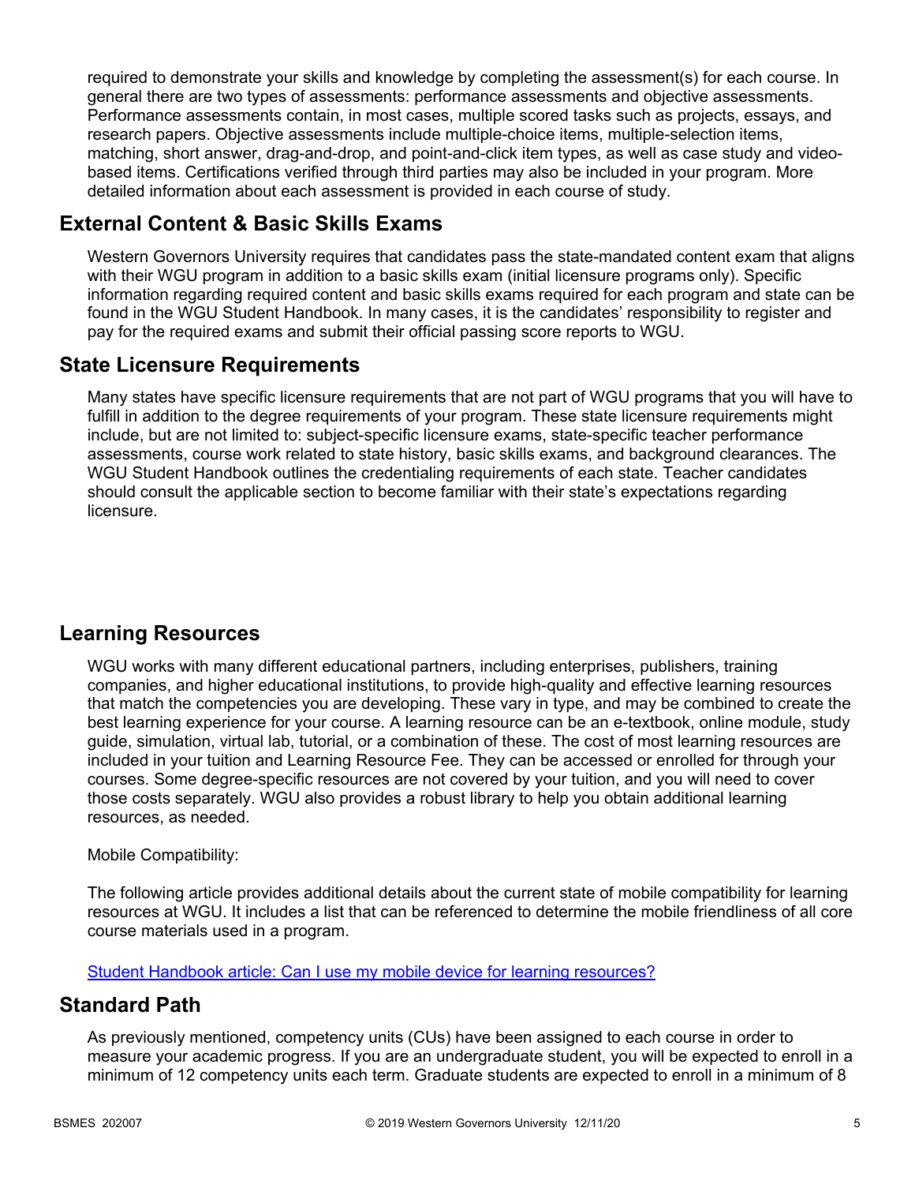required to demonstrate your skills and knowledge by completing the assessment(s) for each course. In general there are two types of assessments: performance assessments and objective assessments. Performance assessments contain, in most cases, multiple scored tasks such as projects, essays, and research papers. Objective assessments include multiple-choice items, multiple-selection items, matching, short answer, drag-and-drop, and point-and-click item types, as well as case study and video-based items. Certifications verified through third parties may also be included in your program. More detailed information about each assessment is provided in each course of study.

## External Content & Basic Skills Exams

Western Governors University requires that candidates pass the state-mandated content exam that aligns with their WGU program in addition to a basic skills exam (initial licensure programs only). Specific information regarding required content and basic skills exams required for each program and state can be found in the WGU Student Handbook. In many cases, it is the candidates' responsibility to register and pay for the required exams and submit their official passing score reports to WGU.

## State Licensure Requirements

Many states have specific licensure requirements that are not part of WGU programs that you will have to fulfill in addition to the degree requirements of your program. These state licensure requirements might include, but are not limited to: subject-specific licensure exams, state-specific teacher performance assessments, course work related to state history, basic skills exams, and background clearances. The WGU Student Handbook outlines the credentialing requirements of each state. Teacher candidates should consult the applicable section to become familiar with their state's expectations regarding licensure.

## Learning Resources

WGU works with many different educational partners, including enterprises, publishers, training companies, and higher educational institutions, to provide high-quality and effective learning resources that match the competencies you are developing. These vary in type, and may be combined to create the best learning experience for your course. A learning resource can be an e-textbook, online module, study guide, simulation, virtual lab, tutorial, or a combination of these. The cost of most learning resources are included in your tuition and Learning Resource Fee. They can be accessed or enrolled for through your courses. Some degree-specific resources are not covered by your tuition, and you will need to cover those costs separately. WGU also provides a robust library to help you obtain additional learning resources, as needed.

Mobile Compatibility:

The following article provides additional details about the current state of mobile compatibility for learning resources at WGU. It includes a list that can be referenced to determine the mobile friendliness of all core course materials used in a program.

[Student Handbook article: Can I use my mobile device for learning resources?]

## Standard Path

As previously mentioned, competency units (CUs) have been assigned to each course in order to measure your academic progress. If you are an undergraduate student, you will be expected to enroll in a minimum of 12 competency units each term. Graduate students are expected to enroll in a minimum of 8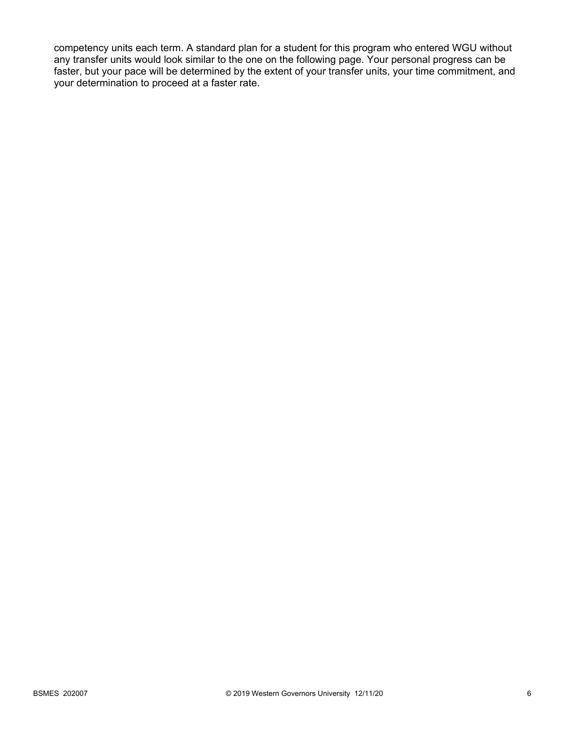competency units each term. A standard plan for a student for this program who entered WGU without any transfer units would look similar to the one on the following page. Your personal progress can be faster, but your pace will be determined by the extent of your transfer units, your time commitment, and your determination to proceed at a faster rate.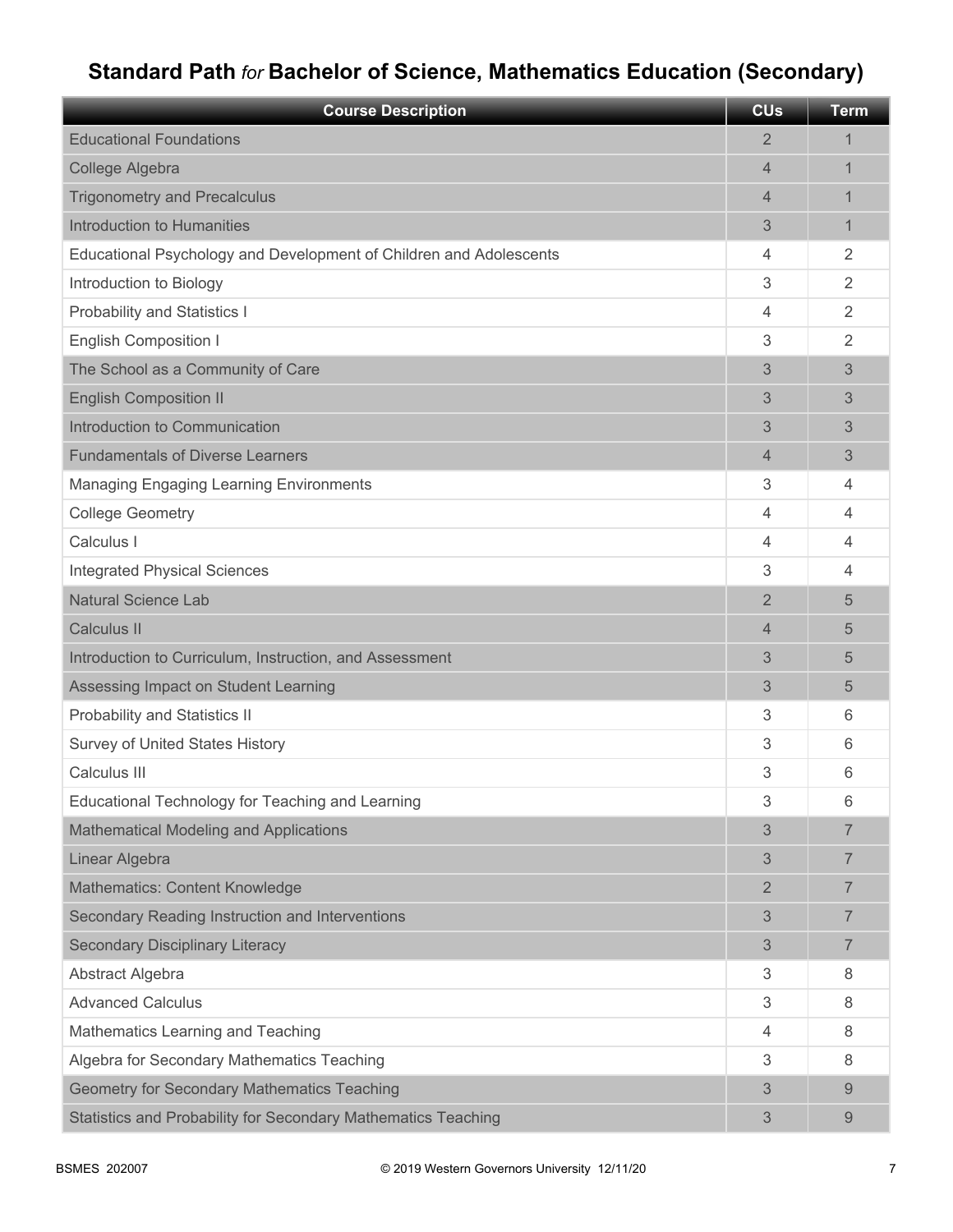# Standard Path *for* Bachelor of Science, Mathematics Education (Secondary)

| Course Description | CUs | Term |
|---|---|---|
| Educational Foundations | 2 | 1 |
| College Algebra | 4 | 1 |
| Trigonometry and Precalculus | 4 | 1 |
| Introduction to Humanities | 3 | 1 |
| Educational Psychology and Development of Children and Adolescents | 4 | 2 |
| Introduction to Biology | 3 | 2 |
| Probability and Statistics I | 4 | 2 |
| English Composition I | 3 | 2 |
| The School as a Community of Care | 3 | 3 |
| English Composition II | 3 | 3 |
| Introduction to Communication | 3 | 3 |
| Fundamentals of Diverse Learners | 4 | 3 |
| Managing Engaging Learning Environments | 3 | 4 |
| College Geometry | 4 | 4 |
| Calculus I | 4 | 4 |
| Integrated Physical Sciences | 3 | 4 |
| Natural Science Lab | 2 | 5 |
| Calculus II | 4 | 5 |
| Introduction to Curriculum, Instruction, and Assessment | 3 | 5 |
| Assessing Impact on Student Learning | 3 | 5 |
| Probability and Statistics II | 3 | 6 |
| Survey of United States History | 3 | 6 |
| Calculus III | 3 | 6 |
| Educational Technology for Teaching and Learning | 3 | 6 |
| Mathematical Modeling and Applications | 3 | 7 |
| Linear Algebra | 3 | 7 |
| Mathematics: Content Knowledge | 2 | 7 |
| Secondary Reading Instruction and Interventions | 3 | 7 |
| Secondary Disciplinary Literacy | 3 | 7 |
| Abstract Algebra | 3 | 8 |
| Advanced Calculus | 3 | 8 |
| Mathematics Learning and Teaching | 4 | 8 |
| Algebra for Secondary Mathematics Teaching | 3 | 8 |
| Geometry for Secondary Mathematics Teaching | 3 | 9 |
| Statistics and Probability for Secondary Mathematics Teaching | 3 | 9 |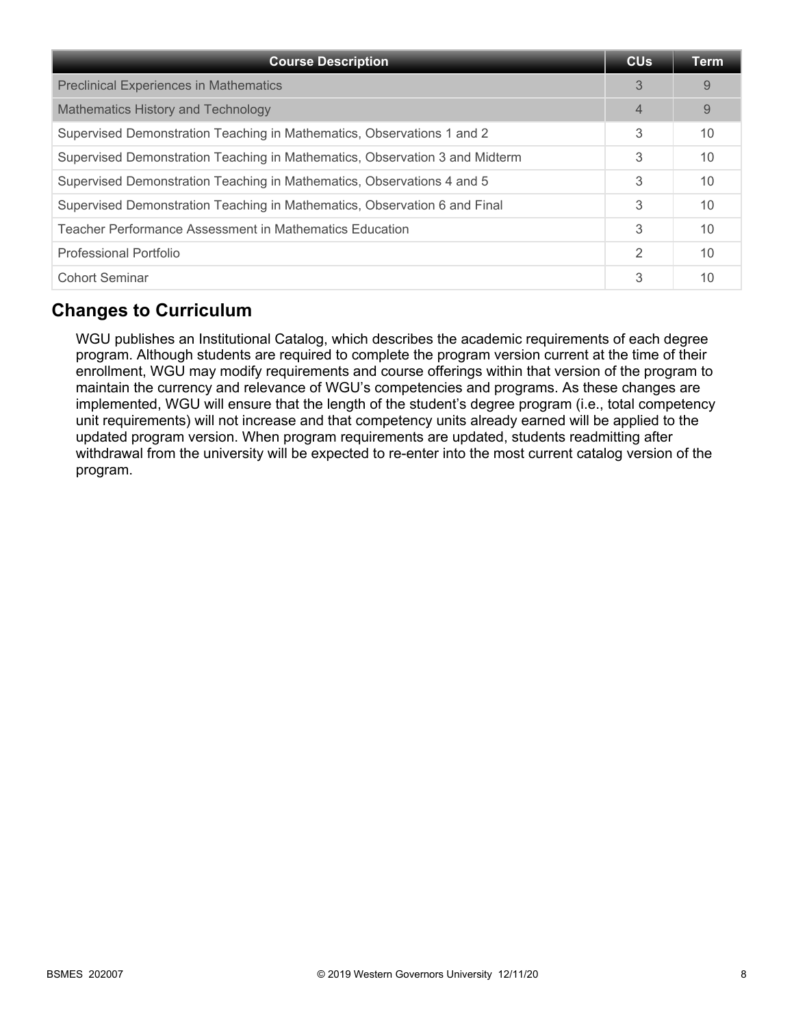| Course Description | CUs | Term |
|---|---|---|
| Preclinical Experiences in Mathematics | 3 | 9 |
| Mathematics History and Technology | 4 | 9 |
| Supervised Demonstration Teaching in Mathematics, Observations 1 and 2 | 3 | 10 |
| Supervised Demonstration Teaching in Mathematics, Observation 3 and Midterm | 3 | 10 |
| Supervised Demonstration Teaching in Mathematics, Observations 4 and 5 | 3 | 10 |
| Supervised Demonstration Teaching in Mathematics, Observation 6 and Final | 3 | 10 |
| Teacher Performance Assessment in Mathematics Education | 3 | 10 |
| Professional Portfolio | 2 | 10 |
| Cohort Seminar | 3 | 10 |

## Changes to Curriculum

WGU publishes an Institutional Catalog, which describes the academic requirements of each degree program. Although students are required to complete the program version current at the time of their enrollment, WGU may modify requirements and course offerings within that version of the program to maintain the currency and relevance of WGU's competencies and programs. As these changes are implemented, WGU will ensure that the length of the student's degree program (i.e., total competency unit requirements) will not increase and that competency units already earned will be applied to the updated program version. When program requirements are updated, students readmitting after withdrawal from the university will be expected to re-enter into the most current catalog version of the program.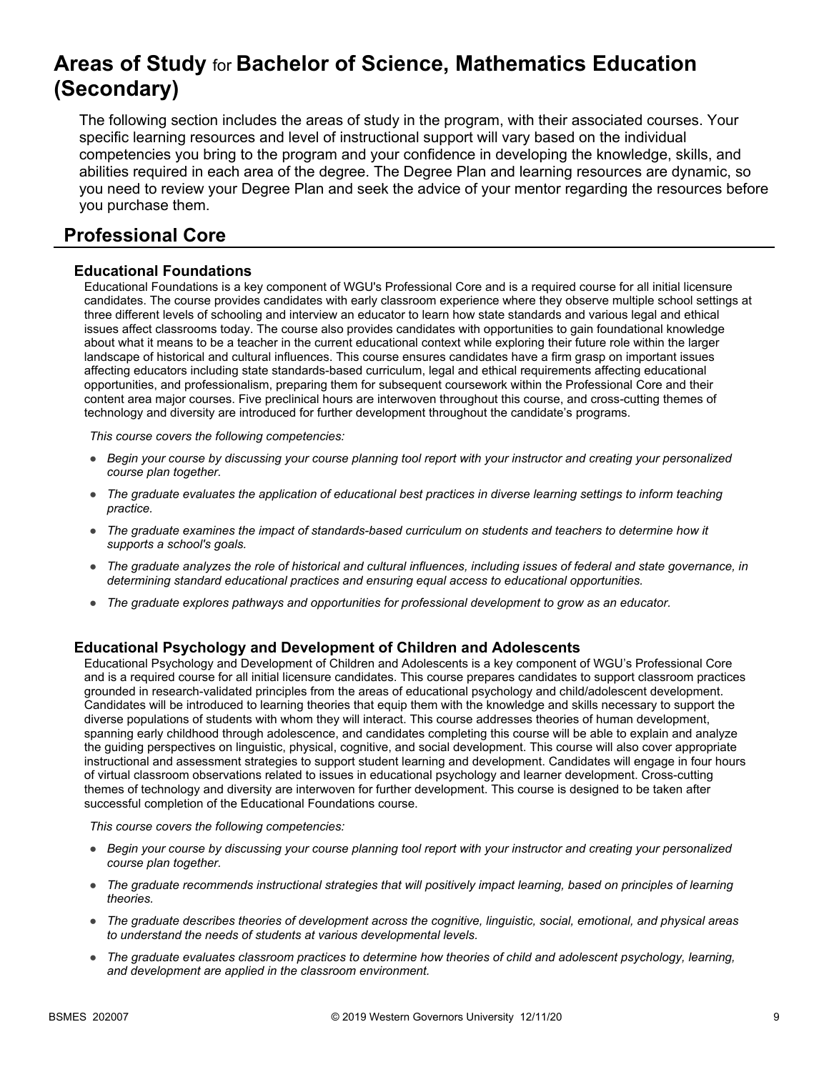# Areas of Study for Bachelor of Science, Mathematics Education (Secondary)

The following section includes the areas of study in the program, with their associated courses. Your specific learning resources and level of instructional support will vary based on the individual competencies you bring to the program and your confidence in developing the knowledge, skills, and abilities required in each area of the degree. The Degree Plan and learning resources are dynamic, so you need to review your Degree Plan and seek the advice of your mentor regarding the resources before you purchase them.

## Professional Core

### Educational Foundations

Educational Foundations is a key component of WGU's Professional Core and is a required course for all initial licensure candidates. The course provides candidates with early classroom experience where they observe multiple school settings at three different levels of schooling and interview an educator to learn how state standards and various legal and ethical issues affect classrooms today. The course also provides candidates with opportunities to gain foundational knowledge about what it means to be a teacher in the current educational context while exploring their future role within the larger landscape of historical and cultural influences. This course ensures candidates have a firm grasp on important issues affecting educators including state standards-based curriculum, legal and ethical requirements affecting educational opportunities, and professionalism, preparing them for subsequent coursework within the Professional Core and their content area major courses. Five preclinical hours are interwoven throughout this course, and cross-cutting themes of technology and diversity are introduced for further development throughout the candidate's programs.

*This course covers the following competencies:*

- *Begin your course by discussing your course planning tool report with your instructor and creating your personalized course plan together.*
- *The graduate evaluates the application of educational best practices in diverse learning settings to inform teaching practice.*
- *The graduate examines the impact of standards-based curriculum on students and teachers to determine how it supports a school's goals.*
- *The graduate analyzes the role of historical and cultural influences, including issues of federal and state governance, in determining standard educational practices and ensuring equal access to educational opportunities.*
- *The graduate explores pathways and opportunities for professional development to grow as an educator.*

### Educational Psychology and Development of Children and Adolescents

Educational Psychology and Development of Children and Adolescents is a key component of WGU's Professional Core and is a required course for all initial licensure candidates. This course prepares candidates to support classroom practices grounded in research-validated principles from the areas of educational psychology and child/adolescent development. Candidates will be introduced to learning theories that equip them with the knowledge and skills necessary to support the diverse populations of students with whom they will interact. This course addresses theories of human development, spanning early childhood through adolescence, and candidates completing this course will be able to explain and analyze the guiding perspectives on linguistic, physical, cognitive, and social development. This course will also cover appropriate instructional and assessment strategies to support student learning and development. Candidates will engage in four hours of virtual classroom observations related to issues in educational psychology and learner development. Cross-cutting themes of technology and diversity are interwoven for further development. This course is designed to be taken after successful completion of the Educational Foundations course.

*This course covers the following competencies:*

- *Begin your course by discussing your course planning tool report with your instructor and creating your personalized course plan together.*
- *The graduate recommends instructional strategies that will positively impact learning, based on principles of learning theories.*
- *The graduate describes theories of development across the cognitive, linguistic, social, emotional, and physical areas to understand the needs of students at various developmental levels.*
- *The graduate evaluates classroom practices to determine how theories of child and adolescent psychology, learning, and development are applied in the classroom environment.*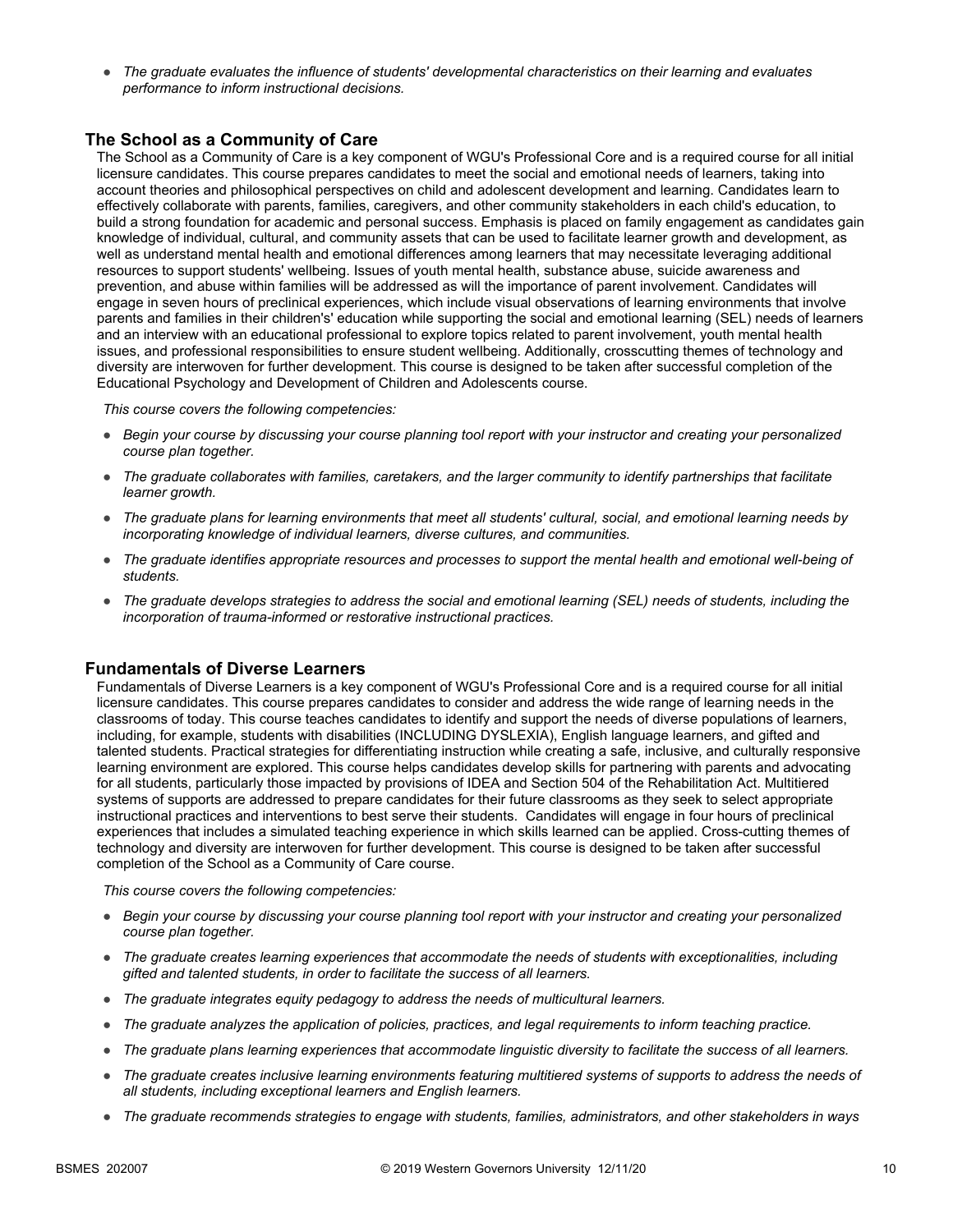- *The graduate evaluates the influence of students' developmental characteristics on their learning and evaluates performance to inform instructional decisions.*

## The School as a Community of Care

The School as a Community of Care is a key component of WGU's Professional Core and is a required course for all initial licensure candidates. This course prepares candidates to meet the social and emotional needs of learners, taking into account theories and philosophical perspectives on child and adolescent development and learning. Candidates learn to effectively collaborate with parents, families, caregivers, and other community stakeholders in each child's education, to build a strong foundation for academic and personal success. Emphasis is placed on family engagement as candidates gain knowledge of individual, cultural, and community assets that can be used to facilitate learner growth and development, as well as understand mental health and emotional differences among learners that may necessitate leveraging additional resources to support students' wellbeing. Issues of youth mental health, substance abuse, suicide awareness and prevention, and abuse within families will be addressed as will the importance of parent involvement. Candidates will engage in seven hours of preclinical experiences, which include visual observations of learning environments that involve parents and families in their children's' education while supporting the social and emotional learning (SEL) needs of learners and an interview with an educational professional to explore topics related to parent involvement, youth mental health issues, and professional responsibilities to ensure student wellbeing. Additionally, crosscutting themes of technology and diversity are interwoven for further development. This course is designed to be taken after successful completion of the Educational Psychology and Development of Children and Adolescents course.

*This course covers the following competencies:*

- *Begin your course by discussing your course planning tool report with your instructor and creating your personalized course plan together.*
- *The graduate collaborates with families, caretakers, and the larger community to identify partnerships that facilitate learner growth.*
- *The graduate plans for learning environments that meet all students' cultural, social, and emotional learning needs by incorporating knowledge of individual learners, diverse cultures, and communities.*
- *The graduate identifies appropriate resources and processes to support the mental health and emotional well-being of students.*
- *The graduate develops strategies to address the social and emotional learning (SEL) needs of students, including the incorporation of trauma-informed or restorative instructional practices.*

## Fundamentals of Diverse Learners

Fundamentals of Diverse Learners is a key component of WGU's Professional Core and is a required course for all initial licensure candidates. This course prepares candidates to consider and address the wide range of learning needs in the classrooms of today. This course teaches candidates to identify and support the needs of diverse populations of learners, including, for example, students with disabilities (INCLUDING DYSLEXIA), English language learners, and gifted and talented students. Practical strategies for differentiating instruction while creating a safe, inclusive, and culturally responsive learning environment are explored. This course helps candidates develop skills for partnering with parents and advocating for all students, particularly those impacted by provisions of IDEA and Section 504 of the Rehabilitation Act. Multitiered systems of supports are addressed to prepare candidates for their future classrooms as they seek to select appropriate instructional practices and interventions to best serve their students.  Candidates will engage in four hours of preclinical experiences that includes a simulated teaching experience in which skills learned can be applied. Cross-cutting themes of technology and diversity are interwoven for further development. This course is designed to be taken after successful completion of the School as a Community of Care course.

*This course covers the following competencies:*

- *Begin your course by discussing your course planning tool report with your instructor and creating your personalized course plan together.*
- *The graduate creates learning experiences that accommodate the needs of students with exceptionalities, including gifted and talented students, in order to facilitate the success of all learners.*
- *The graduate integrates equity pedagogy to address the needs of multicultural learners.*
- *The graduate analyzes the application of policies, practices, and legal requirements to inform teaching practice.*
- *The graduate plans learning experiences that accommodate linguistic diversity to facilitate the success of all learners.*
- *The graduate creates inclusive learning environments featuring multitiered systems of supports to address the needs of all students, including exceptional learners and English learners.*
- *The graduate recommends strategies to engage with students, families, administrators, and other stakeholders in ways*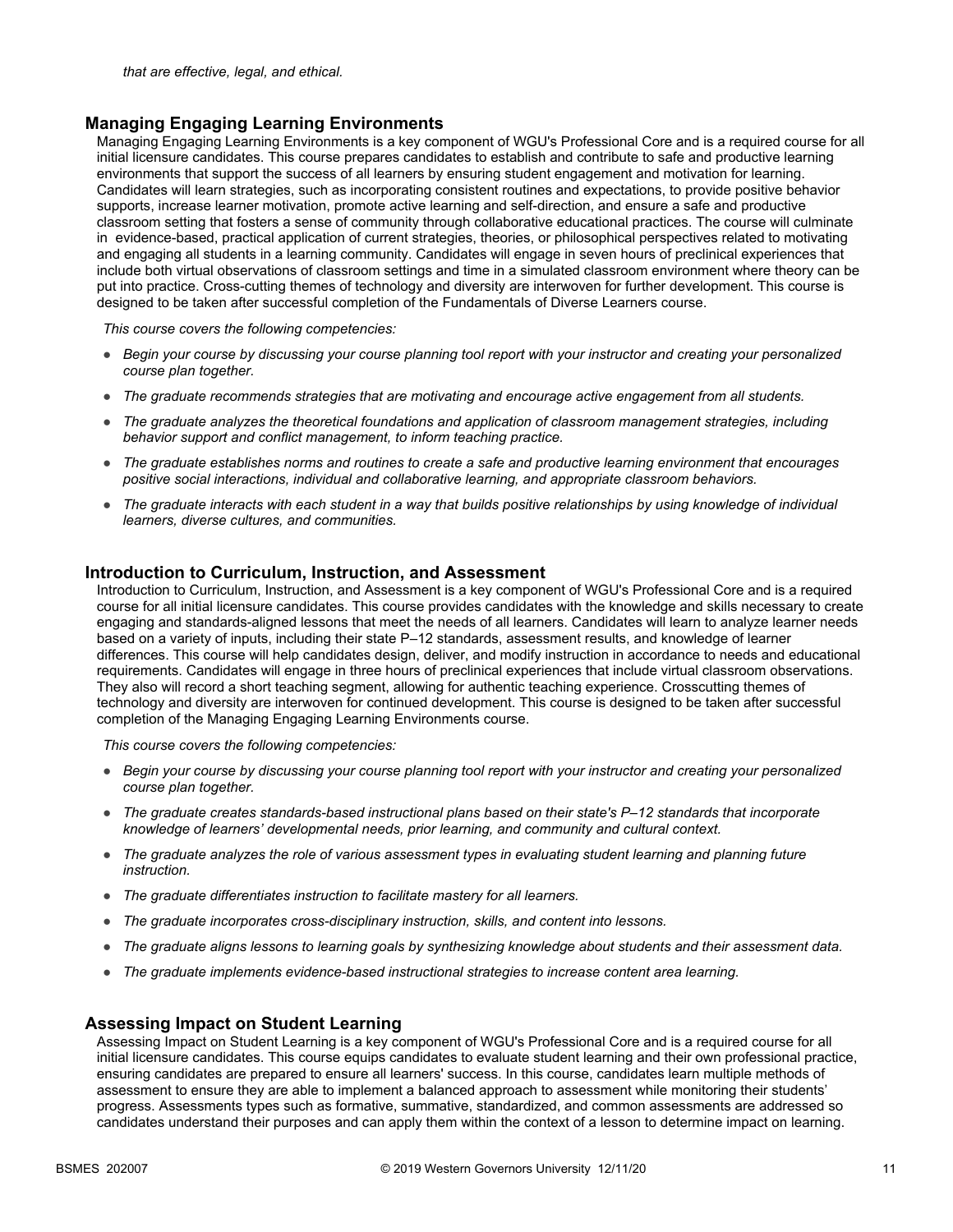*that are effective, legal, and ethical.*

### Managing Engaging Learning Environments

Managing Engaging Learning Environments is a key component of WGU's Professional Core and is a required course for all initial licensure candidates. This course prepares candidates to establish and contribute to safe and productive learning environments that support the success of all learners by ensuring student engagement and motivation for learning. Candidates will learn strategies, such as incorporating consistent routines and expectations, to provide positive behavior supports, increase learner motivation, promote active learning and self-direction, and ensure a safe and productive classroom setting that fosters a sense of community through collaborative educational practices. The course will culminate in evidence-based, practical application of current strategies, theories, or philosophical perspectives related to motivating and engaging all students in a learning community. Candidates will engage in seven hours of preclinical experiences that include both virtual observations of classroom settings and time in a simulated classroom environment where theory can be put into practice. Cross-cutting themes of technology and diversity are interwoven for further development. This course is designed to be taken after successful completion of the Fundamentals of Diverse Learners course.

*This course covers the following competencies:*

- *Begin your course by discussing your course planning tool report with your instructor and creating your personalized course plan together.*
- *The graduate recommends strategies that are motivating and encourage active engagement from all students.*
- *The graduate analyzes the theoretical foundations and application of classroom management strategies, including behavior support and conflict management, to inform teaching practice.*
- *The graduate establishes norms and routines to create a safe and productive learning environment that encourages positive social interactions, individual and collaborative learning, and appropriate classroom behaviors.*
- *The graduate interacts with each student in a way that builds positive relationships by using knowledge of individual learners, diverse cultures, and communities.*

### Introduction to Curriculum, Instruction, and Assessment

Introduction to Curriculum, Instruction, and Assessment is a key component of WGU's Professional Core and is a required course for all initial licensure candidates. This course provides candidates with the knowledge and skills necessary to create engaging and standards-aligned lessons that meet the needs of all learners. Candidates will learn to analyze learner needs based on a variety of inputs, including their state P–12 standards, assessment results, and knowledge of learner differences. This course will help candidates design, deliver, and modify instruction in accordance to needs and educational requirements. Candidates will engage in three hours of preclinical experiences that include virtual classroom observations. They also will record a short teaching segment, allowing for authentic teaching experience. Crosscutting themes of technology and diversity are interwoven for continued development. This course is designed to be taken after successful completion of the Managing Engaging Learning Environments course.

*This course covers the following competencies:*

- *Begin your course by discussing your course planning tool report with your instructor and creating your personalized course plan together.*
- *The graduate creates standards-based instructional plans based on their state's P–12 standards that incorporate knowledge of learners' developmental needs, prior learning, and community and cultural context.*
- *The graduate analyzes the role of various assessment types in evaluating student learning and planning future instruction.*
- *The graduate differentiates instruction to facilitate mastery for all learners.*
- *The graduate incorporates cross-disciplinary instruction, skills, and content into lessons.*
- *The graduate aligns lessons to learning goals by synthesizing knowledge about students and their assessment data.*
- *The graduate implements evidence-based instructional strategies to increase content area learning.*

### Assessing Impact on Student Learning

Assessing Impact on Student Learning is a key component of WGU's Professional Core and is a required course for all initial licensure candidates. This course equips candidates to evaluate student learning and their own professional practice, ensuring candidates are prepared to ensure all learners' success. In this course, candidates learn multiple methods of assessment to ensure they are able to implement a balanced approach to assessment while monitoring their students' progress. Assessments types such as formative, summative, standardized, and common assessments are addressed so candidates understand their purposes and can apply them within the context of a lesson to determine impact on learning.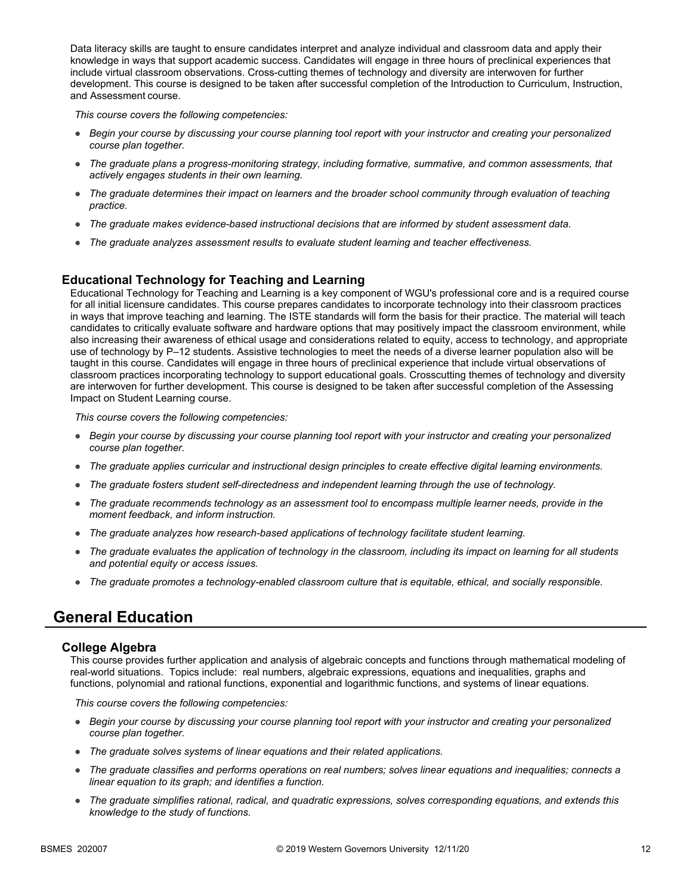Data literacy skills are taught to ensure candidates interpret and analyze individual and classroom data and apply their knowledge in ways that support academic success. Candidates will engage in three hours of preclinical experiences that include virtual classroom observations. Cross-cutting themes of technology and diversity are interwoven for further development. This course is designed to be taken after successful completion of the Introduction to Curriculum, Instruction, and Assessment course.

*This course covers the following competencies:*

- *Begin your course by discussing your course planning tool report with your instructor and creating your personalized course plan together.*
- *The graduate plans a progress-monitoring strategy, including formative, summative, and common assessments, that actively engages students in their own learning.*
- *The graduate determines their impact on learners and the broader school community through evaluation of teaching practice.*
- *The graduate makes evidence-based instructional decisions that are informed by student assessment data.*
- *The graduate analyzes assessment results to evaluate student learning and teacher effectiveness.*

### Educational Technology for Teaching and Learning

Educational Technology for Teaching and Learning is a key component of WGU's professional core and is a required course for all initial licensure candidates. This course prepares candidates to incorporate technology into their classroom practices in ways that improve teaching and learning. The ISTE standards will form the basis for their practice. The material will teach candidates to critically evaluate software and hardware options that may positively impact the classroom environment, while also increasing their awareness of ethical usage and considerations related to equity, access to technology, and appropriate use of technology by P–12 students. Assistive technologies to meet the needs of a diverse learner population also will be taught in this course. Candidates will engage in three hours of preclinical experience that include virtual observations of classroom practices incorporating technology to support educational goals. Crosscutting themes of technology and diversity are interwoven for further development. This course is designed to be taken after successful completion of the Assessing Impact on Student Learning course.

*This course covers the following competencies:*

- *Begin your course by discussing your course planning tool report with your instructor and creating your personalized course plan together.*
- *The graduate applies curricular and instructional design principles to create effective digital learning environments.*
- *The graduate fosters student self-directedness and independent learning through the use of technology.*
- *The graduate recommends technology as an assessment tool to encompass multiple learner needs, provide in the moment feedback, and inform instruction.*
- *The graduate analyzes how research-based applications of technology facilitate student learning.*
- *The graduate evaluates the application of technology in the classroom, including its impact on learning for all students and potential equity or access issues.*
- *The graduate promotes a technology-enabled classroom culture that is equitable, ethical, and socially responsible.*

## General Education

### College Algebra

This course provides further application and analysis of algebraic concepts and functions through mathematical modeling of real-world situations. Topics include: real numbers, algebraic expressions, equations and inequalities, graphs and functions, polynomial and rational functions, exponential and logarithmic functions, and systems of linear equations.

*This course covers the following competencies:*

- *Begin your course by discussing your course planning tool report with your instructor and creating your personalized course plan together.*
- *The graduate solves systems of linear equations and their related applications.*
- *The graduate classifies and performs operations on real numbers; solves linear equations and inequalities; connects a linear equation to its graph; and identifies a function.*
- *The graduate simplifies rational, radical, and quadratic expressions, solves corresponding equations, and extends this knowledge to the study of functions.*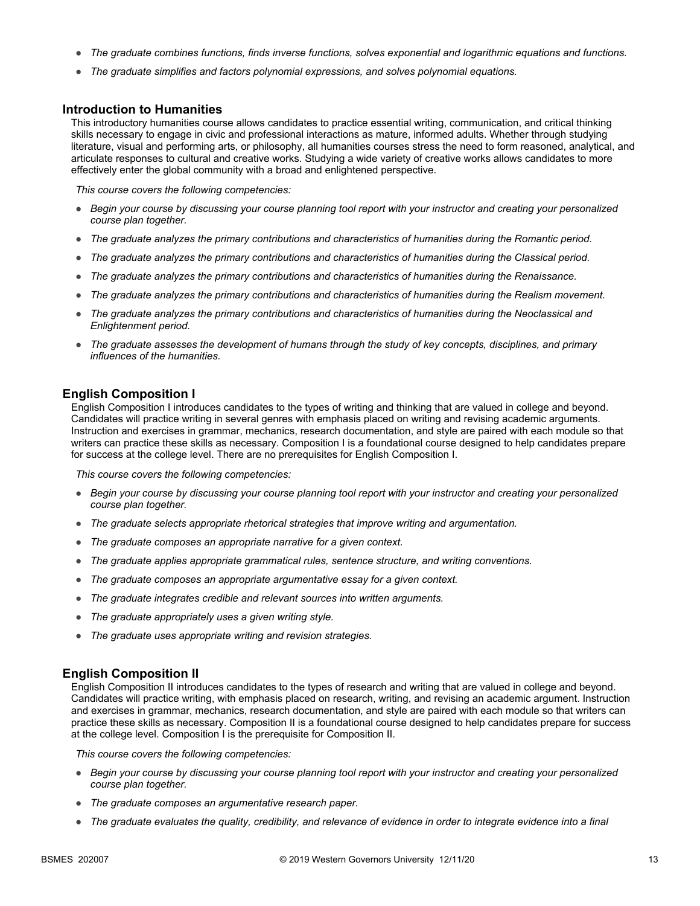- *The graduate combines functions, finds inverse functions, solves exponential and logarithmic equations and functions.*
- *The graduate simplifies and factors polynomial expressions, and solves polynomial equations.*

## Introduction to Humanities

This introductory humanities course allows candidates to practice essential writing, communication, and critical thinking skills necessary to engage in civic and professional interactions as mature, informed adults. Whether through studying literature, visual and performing arts, or philosophy, all humanities courses stress the need to form reasoned, analytical, and articulate responses to cultural and creative works. Studying a wide variety of creative works allows candidates to more effectively enter the global community with a broad and enlightened perspective.

*This course covers the following competencies:*

- *Begin your course by discussing your course planning tool report with your instructor and creating your personalized course plan together.*
- *The graduate analyzes the primary contributions and characteristics of humanities during the Romantic period.*
- *The graduate analyzes the primary contributions and characteristics of humanities during the Classical period.*
- *The graduate analyzes the primary contributions and characteristics of humanities during the Renaissance.*
- *The graduate analyzes the primary contributions and characteristics of humanities during the Realism movement.*
- *The graduate analyzes the primary contributions and characteristics of humanities during the Neoclassical and Enlightenment period.*
- *The graduate assesses the development of humans through the study of key concepts, disciplines, and primary influences of the humanities.*

## English Composition I

English Composition I introduces candidates to the types of writing and thinking that are valued in college and beyond. Candidates will practice writing in several genres with emphasis placed on writing and revising academic arguments. Instruction and exercises in grammar, mechanics, research documentation, and style are paired with each module so that writers can practice these skills as necessary. Composition I is a foundational course designed to help candidates prepare for success at the college level. There are no prerequisites for English Composition I.

*This course covers the following competencies:*

- *Begin your course by discussing your course planning tool report with your instructor and creating your personalized course plan together.*
- *The graduate selects appropriate rhetorical strategies that improve writing and argumentation.*
- *The graduate composes an appropriate narrative for a given context.*
- *The graduate applies appropriate grammatical rules, sentence structure, and writing conventions.*
- *The graduate composes an appropriate argumentative essay for a given context.*
- *The graduate integrates credible and relevant sources into written arguments.*
- *The graduate appropriately uses a given writing style.*
- *The graduate uses appropriate writing and revision strategies.*

## English Composition II

English Composition II introduces candidates to the types of research and writing that are valued in college and beyond. Candidates will practice writing, with emphasis placed on research, writing, and revising an academic argument. Instruction and exercises in grammar, mechanics, research documentation, and style are paired with each module so that writers can practice these skills as necessary. Composition II is a foundational course designed to help candidates prepare for success at the college level. Composition I is the prerequisite for Composition II.

*This course covers the following competencies:*

- *Begin your course by discussing your course planning tool report with your instructor and creating your personalized course plan together.*
- *The graduate composes an argumentative research paper.*
- *The graduate evaluates the quality, credibility, and relevance of evidence in order to integrate evidence into a final*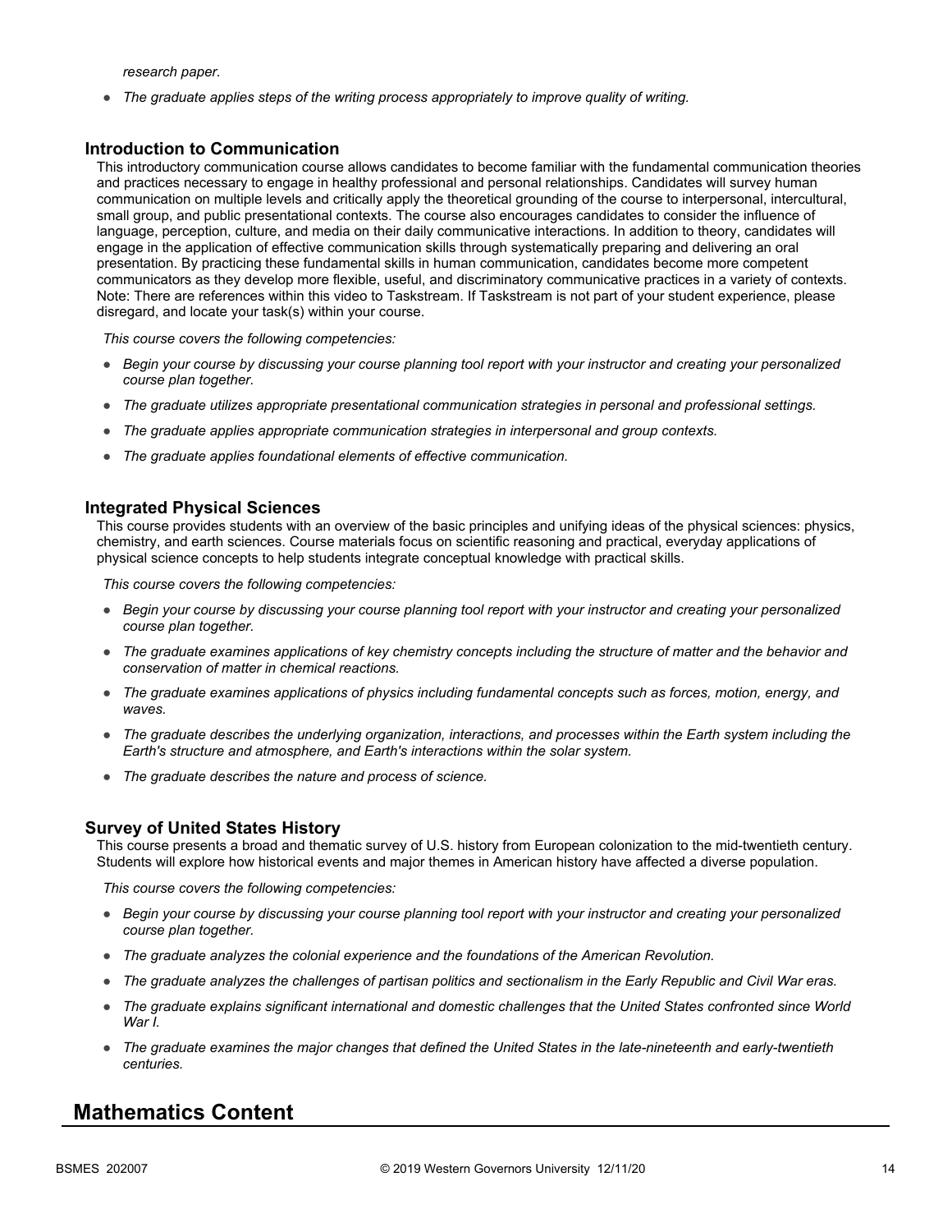*research paper.*

- *The graduate applies steps of the writing process appropriately to improve quality of writing.*

### Introduction to Communication

This introductory communication course allows candidates to become familiar with the fundamental communication theories and practices necessary to engage in healthy professional and personal relationships. Candidates will survey human communication on multiple levels and critically apply the theoretical grounding of the course to interpersonal, intercultural, small group, and public presentational contexts. The course also encourages candidates to consider the influence of language, perception, culture, and media on their daily communicative interactions. In addition to theory, candidates will engage in the application of effective communication skills through systematically preparing and delivering an oral presentation. By practicing these fundamental skills in human communication, candidates become more competent communicators as they develop more flexible, useful, and discriminatory communicative practices in a variety of contexts. Note: There are references within this video to Taskstream. If Taskstream is not part of your student experience, please disregard, and locate your task(s) within your course.

*This course covers the following competencies:*

- *Begin your course by discussing your course planning tool report with your instructor and creating your personalized course plan together.*
- *The graduate utilizes appropriate presentational communication strategies in personal and professional settings.*
- *The graduate applies appropriate communication strategies in interpersonal and group contexts.*
- *The graduate applies foundational elements of effective communication.*

### Integrated Physical Sciences

This course provides students with an overview of the basic principles and unifying ideas of the physical sciences: physics, chemistry, and earth sciences. Course materials focus on scientific reasoning and practical, everyday applications of physical science concepts to help students integrate conceptual knowledge with practical skills.

*This course covers the following competencies:*

- *Begin your course by discussing your course planning tool report with your instructor and creating your personalized course plan together.*
- *The graduate examines applications of key chemistry concepts including the structure of matter and the behavior and conservation of matter in chemical reactions.*
- *The graduate examines applications of physics including fundamental concepts such as forces, motion, energy, and waves.*
- *The graduate describes the underlying organization, interactions, and processes within the Earth system including the Earth's structure and atmosphere, and Earth's interactions within the solar system.*
- *The graduate describes the nature and process of science.*

### Survey of United States History

This course presents a broad and thematic survey of U.S. history from European colonization to the mid-twentieth century. Students will explore how historical events and major themes in American history have affected a diverse population.

*This course covers the following competencies:*

- *Begin your course by discussing your course planning tool report with your instructor and creating your personalized course plan together.*
- *The graduate analyzes the colonial experience and the foundations of the American Revolution.*
- *The graduate analyzes the challenges of partisan politics and sectionalism in the Early Republic and Civil War eras.*
- *The graduate explains significant international and domestic challenges that the United States confronted since World War I.*
- *The graduate examines the major changes that defined the United States in the late-nineteenth and early-twentieth centuries.*

## Mathematics Content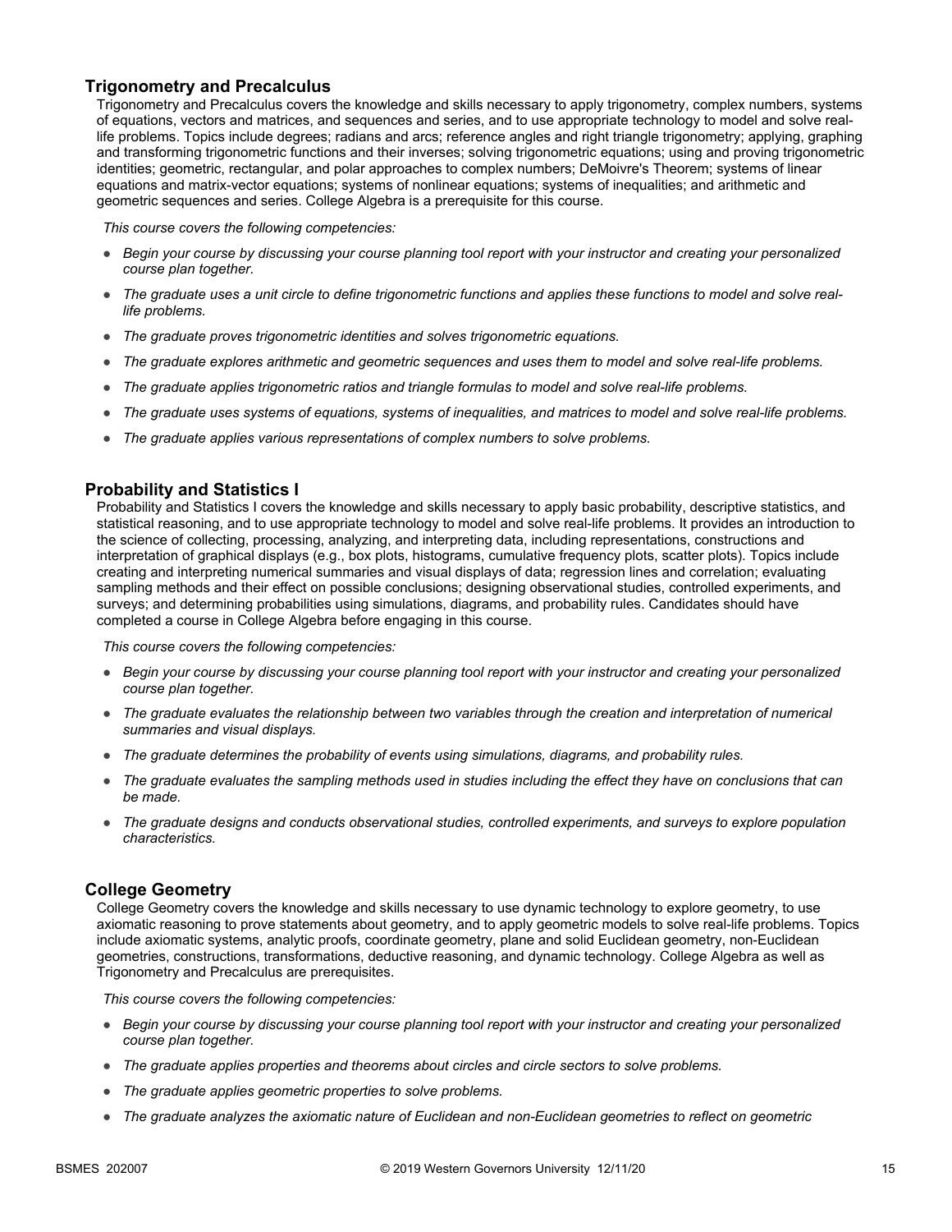## Trigonometry and Precalculus

Trigonometry and Precalculus covers the knowledge and skills necessary to apply trigonometry, complex numbers, systems of equations, vectors and matrices, and sequences and series, and to use appropriate technology to model and solve real-life problems. Topics include degrees; radians and arcs; reference angles and right triangle trigonometry; applying, graphing and transforming trigonometric functions and their inverses; solving trigonometric equations; using and proving trigonometric identities; geometric, rectangular, and polar approaches to complex numbers; DeMoivre's Theorem; systems of linear equations and matrix-vector equations; systems of nonlinear equations; systems of inequalities; and arithmetic and geometric sequences and series. College Algebra is a prerequisite for this course.

*This course covers the following competencies:*

- *Begin your course by discussing your course planning tool report with your instructor and creating your personalized course plan together.*
- *The graduate uses a unit circle to define trigonometric functions and applies these functions to model and solve real-life problems.*
- *The graduate proves trigonometric identities and solves trigonometric equations.*
- *The graduate explores arithmetic and geometric sequences and uses them to model and solve real-life problems.*
- *The graduate applies trigonometric ratios and triangle formulas to model and solve real-life problems.*
- *The graduate uses systems of equations, systems of inequalities, and matrices to model and solve real-life problems.*
- *The graduate applies various representations of complex numbers to solve problems.*

## Probability and Statistics I

Probability and Statistics I covers the knowledge and skills necessary to apply basic probability, descriptive statistics, and statistical reasoning, and to use appropriate technology to model and solve real-life problems. It provides an introduction to the science of collecting, processing, analyzing, and interpreting data, including representations, constructions and interpretation of graphical displays (e.g., box plots, histograms, cumulative frequency plots, scatter plots). Topics include creating and interpreting numerical summaries and visual displays of data; regression lines and correlation; evaluating sampling methods and their effect on possible conclusions; designing observational studies, controlled experiments, and surveys; and determining probabilities using simulations, diagrams, and probability rules. Candidates should have completed a course in College Algebra before engaging in this course.

*This course covers the following competencies:*

- *Begin your course by discussing your course planning tool report with your instructor and creating your personalized course plan together.*
- *The graduate evaluates the relationship between two variables through the creation and interpretation of numerical summaries and visual displays.*
- *The graduate determines the probability of events using simulations, diagrams, and probability rules.*
- *The graduate evaluates the sampling methods used in studies including the effect they have on conclusions that can be made.*
- *The graduate designs and conducts observational studies, controlled experiments, and surveys to explore population characteristics.*

## College Geometry

College Geometry covers the knowledge and skills necessary to use dynamic technology to explore geometry, to use axiomatic reasoning to prove statements about geometry, and to apply geometric models to solve real-life problems. Topics include axiomatic systems, analytic proofs, coordinate geometry, plane and solid Euclidean geometry, non-Euclidean geometries, constructions, transformations, deductive reasoning, and dynamic technology. College Algebra as well as Trigonometry and Precalculus are prerequisites.

*This course covers the following competencies:*

- *Begin your course by discussing your course planning tool report with your instructor and creating your personalized course plan together.*
- *The graduate applies properties and theorems about circles and circle sectors to solve problems.*
- *The graduate applies geometric properties to solve problems.*
- *The graduate analyzes the axiomatic nature of Euclidean and non-Euclidean geometries to reflect on geometric*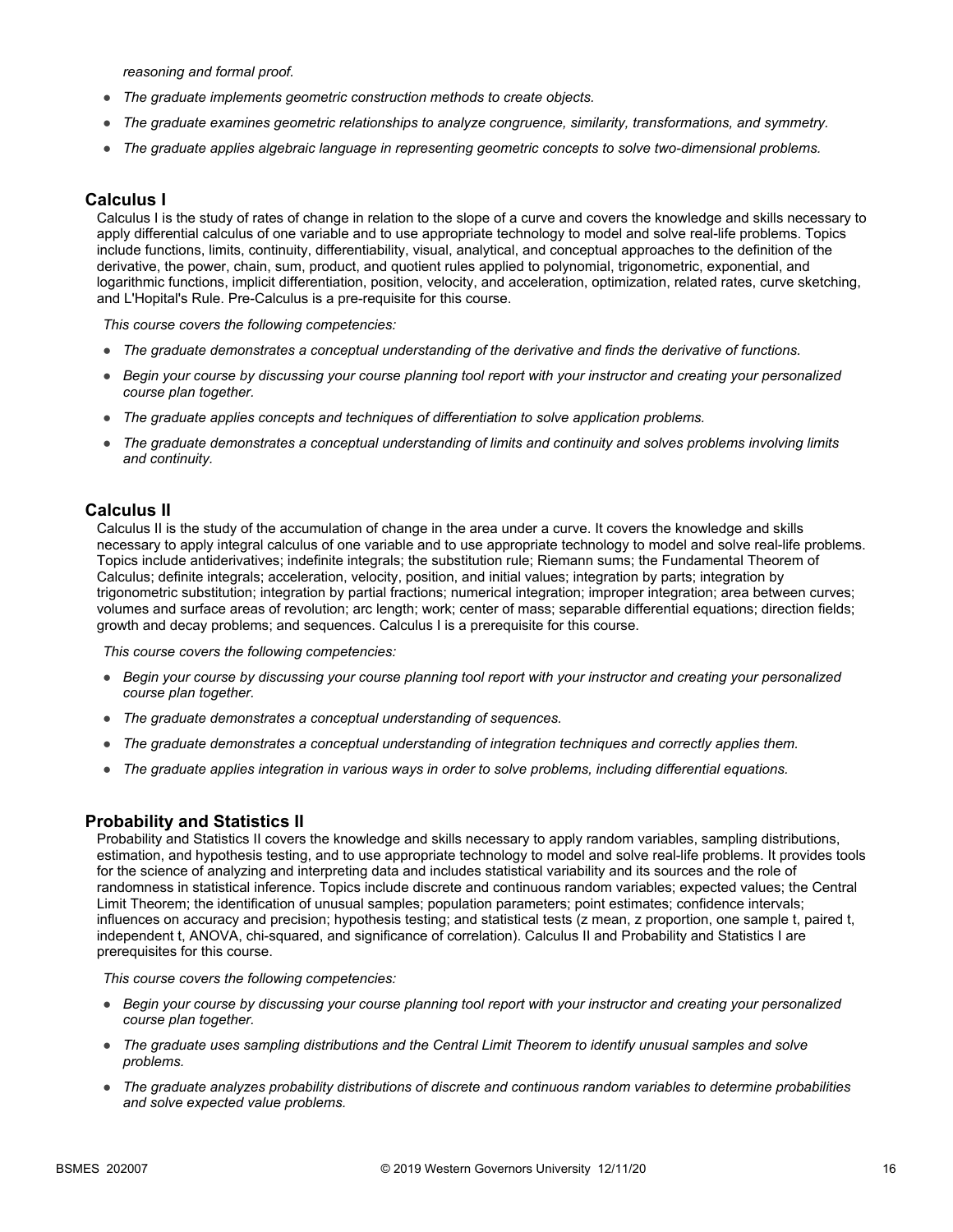*reasoning and formal proof.*

- *The graduate implements geometric construction methods to create objects.*
- *The graduate examines geometric relationships to analyze congruence, similarity, transformations, and symmetry.*
- *The graduate applies algebraic language in representing geometric concepts to solve two-dimensional problems.*

## Calculus I

Calculus I is the study of rates of change in relation to the slope of a curve and covers the knowledge and skills necessary to apply differential calculus of one variable and to use appropriate technology to model and solve real-life problems. Topics include functions, limits, continuity, differentiability, visual, analytical, and conceptual approaches to the definition of the derivative, the power, chain, sum, product, and quotient rules applied to polynomial, trigonometric, exponential, and logarithmic functions, implicit differentiation, position, velocity, and acceleration, optimization, related rates, curve sketching, and L'Hopital's Rule. Pre-Calculus is a pre-requisite for this course.

*This course covers the following competencies:*

- *The graduate demonstrates a conceptual understanding of the derivative and finds the derivative of functions.*
- *Begin your course by discussing your course planning tool report with your instructor and creating your personalized course plan together.*
- *The graduate applies concepts and techniques of differentiation to solve application problems.*
- *The graduate demonstrates a conceptual understanding of limits and continuity and solves problems involving limits and continuity.*

## Calculus II

Calculus II is the study of the accumulation of change in the area under a curve. It covers the knowledge and skills necessary to apply integral calculus of one variable and to use appropriate technology to model and solve real-life problems. Topics include antiderivatives; indefinite integrals; the substitution rule; Riemann sums; the Fundamental Theorem of Calculus; definite integrals; acceleration, velocity, position, and initial values; integration by parts; integration by trigonometric substitution; integration by partial fractions; numerical integration; improper integration; area between curves; volumes and surface areas of revolution; arc length; work; center of mass; separable differential equations; direction fields; growth and decay problems; and sequences. Calculus I is a prerequisite for this course.

*This course covers the following competencies:*

- *Begin your course by discussing your course planning tool report with your instructor and creating your personalized course plan together.*
- *The graduate demonstrates a conceptual understanding of sequences.*
- *The graduate demonstrates a conceptual understanding of integration techniques and correctly applies them.*
- *The graduate applies integration in various ways in order to solve problems, including differential equations.*

## Probability and Statistics II

Probability and Statistics II covers the knowledge and skills necessary to apply random variables, sampling distributions, estimation, and hypothesis testing, and to use appropriate technology to model and solve real-life problems. It provides tools for the science of analyzing and interpreting data and includes statistical variability and its sources and the role of randomness in statistical inference. Topics include discrete and continuous random variables; expected values; the Central Limit Theorem; the identification of unusual samples; population parameters; point estimates; confidence intervals; influences on accuracy and precision; hypothesis testing; and statistical tests (z mean, z proportion, one sample t, paired t, independent t, ANOVA, chi-squared, and significance of correlation). Calculus II and Probability and Statistics I are prerequisites for this course.

*This course covers the following competencies:*

- *Begin your course by discussing your course planning tool report with your instructor and creating your personalized course plan together.*
- *The graduate uses sampling distributions and the Central Limit Theorem to identify unusual samples and solve problems.*
- *The graduate analyzes probability distributions of discrete and continuous random variables to determine probabilities and solve expected value problems.*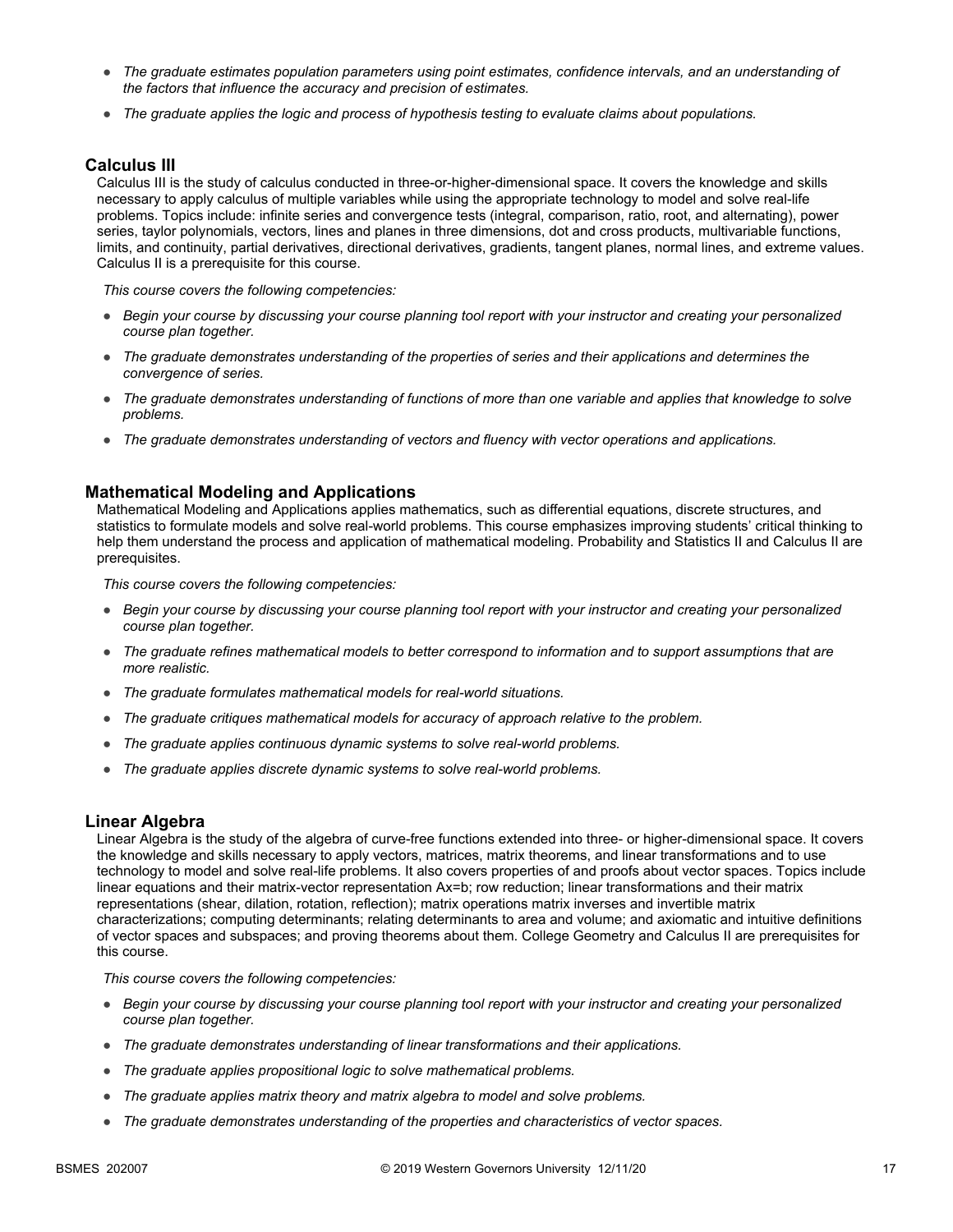- *The graduate estimates population parameters using point estimates, confidence intervals, and an understanding of the factors that influence the accuracy and precision of estimates.*
- *The graduate applies the logic and process of hypothesis testing to evaluate claims about populations.*

### Calculus III

Calculus III is the study of calculus conducted in three-or-higher-dimensional space. It covers the knowledge and skills necessary to apply calculus of multiple variables while using the appropriate technology to model and solve real-life problems. Topics include: infinite series and convergence tests (integral, comparison, ratio, root, and alternating), power series, taylor polynomials, vectors, lines and planes in three dimensions, dot and cross products, multivariable functions, limits, and continuity, partial derivatives, directional derivatives, gradients, tangent planes, normal lines, and extreme values. Calculus II is a prerequisite for this course.

*This course covers the following competencies:*

- *Begin your course by discussing your course planning tool report with your instructor and creating your personalized course plan together.*
- *The graduate demonstrates understanding of the properties of series and their applications and determines the convergence of series.*
- *The graduate demonstrates understanding of functions of more than one variable and applies that knowledge to solve problems.*
- *The graduate demonstrates understanding of vectors and fluency with vector operations and applications.*

### Mathematical Modeling and Applications

Mathematical Modeling and Applications applies mathematics, such as differential equations, discrete structures, and statistics to formulate models and solve real-world problems. This course emphasizes improving students' critical thinking to help them understand the process and application of mathematical modeling. Probability and Statistics II and Calculus II are prerequisites.

*This course covers the following competencies:*

- *Begin your course by discussing your course planning tool report with your instructor and creating your personalized course plan together.*
- *The graduate refines mathematical models to better correspond to information and to support assumptions that are more realistic.*
- *The graduate formulates mathematical models for real-world situations.*
- *The graduate critiques mathematical models for accuracy of approach relative to the problem.*
- *The graduate applies continuous dynamic systems to solve real-world problems.*
- *The graduate applies discrete dynamic systems to solve real-world problems.*

### Linear Algebra

Linear Algebra is the study of the algebra of curve-free functions extended into three- or higher-dimensional space. It covers the knowledge and skills necessary to apply vectors, matrices, matrix theorems, and linear transformations and to use technology to model and solve real-life problems. It also covers properties of and proofs about vector spaces. Topics include linear equations and their matrix-vector representation Ax=b; row reduction; linear transformations and their matrix representations (shear, dilation, rotation, reflection); matrix operations matrix inverses and invertible matrix characterizations; computing determinants; relating determinants to area and volume; and axiomatic and intuitive definitions of vector spaces and subspaces; and proving theorems about them. College Geometry and Calculus II are prerequisites for this course.

*This course covers the following competencies:*

- *Begin your course by discussing your course planning tool report with your instructor and creating your personalized course plan together.*
- *The graduate demonstrates understanding of linear transformations and their applications.*
- *The graduate applies propositional logic to solve mathematical problems.*
- *The graduate applies matrix theory and matrix algebra to model and solve problems.*
- *The graduate demonstrates understanding of the properties and characteristics of vector spaces.*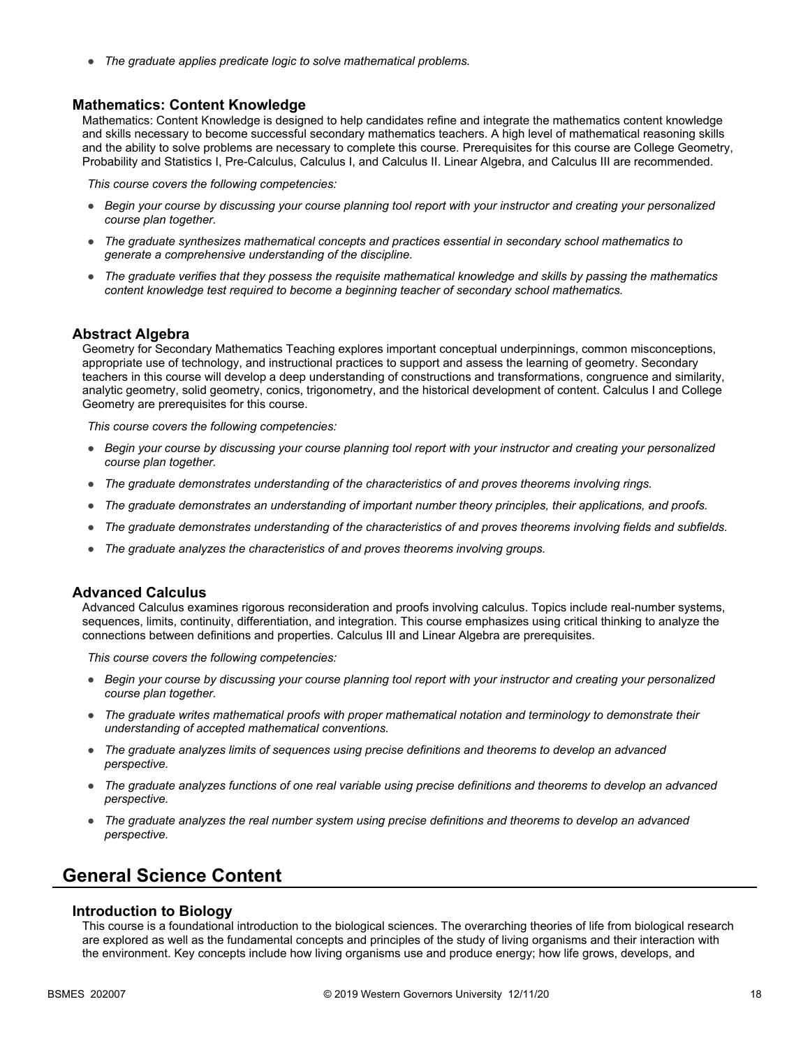- *The graduate applies predicate logic to solve mathematical problems.*

### Mathematics: Content Knowledge

Mathematics: Content Knowledge is designed to help candidates refine and integrate the mathematics content knowledge and skills necessary to become successful secondary mathematics teachers. A high level of mathematical reasoning skills and the ability to solve problems are necessary to complete this course. Prerequisites for this course are College Geometry, Probability and Statistics I, Pre-Calculus, Calculus I, and Calculus II. Linear Algebra, and Calculus III are recommended.

*This course covers the following competencies:*

- *Begin your course by discussing your course planning tool report with your instructor and creating your personalized course plan together.*
- *The graduate synthesizes mathematical concepts and practices essential in secondary school mathematics to generate a comprehensive understanding of the discipline.*
- *The graduate verifies that they possess the requisite mathematical knowledge and skills by passing the mathematics content knowledge test required to become a beginning teacher of secondary school mathematics.*

### Abstract Algebra

Geometry for Secondary Mathematics Teaching explores important conceptual underpinnings, common misconceptions, appropriate use of technology, and instructional practices to support and assess the learning of geometry. Secondary teachers in this course will develop a deep understanding of constructions and transformations, congruence and similarity, analytic geometry, solid geometry, conics, trigonometry, and the historical development of content. Calculus I and College Geometry are prerequisites for this course.

*This course covers the following competencies:*

- *Begin your course by discussing your course planning tool report with your instructor and creating your personalized course plan together.*
- *The graduate demonstrates understanding of the characteristics of and proves theorems involving rings.*
- *The graduate demonstrates an understanding of important number theory principles, their applications, and proofs.*
- *The graduate demonstrates understanding of the characteristics of and proves theorems involving fields and subfields.*
- *The graduate analyzes the characteristics of and proves theorems involving groups.*

### Advanced Calculus

Advanced Calculus examines rigorous reconsideration and proofs involving calculus. Topics include real-number systems, sequences, limits, continuity, differentiation, and integration. This course emphasizes using critical thinking to analyze the connections between definitions and properties. Calculus III and Linear Algebra are prerequisites.

*This course covers the following competencies:*

- *Begin your course by discussing your course planning tool report with your instructor and creating your personalized course plan together.*
- *The graduate writes mathematical proofs with proper mathematical notation and terminology to demonstrate their understanding of accepted mathematical conventions.*
- *The graduate analyzes limits of sequences using precise definitions and theorems to develop an advanced perspective.*
- *The graduate analyzes functions of one real variable using precise definitions and theorems to develop an advanced perspective.*
- *The graduate analyzes the real number system using precise definitions and theorems to develop an advanced perspective.*

## General Science Content

### Introduction to Biology

This course is a foundational introduction to the biological sciences. The overarching theories of life from biological research are explored as well as the fundamental concepts and principles of the study of living organisms and their interaction with the environment. Key concepts include how living organisms use and produce energy; how life grows, develops, and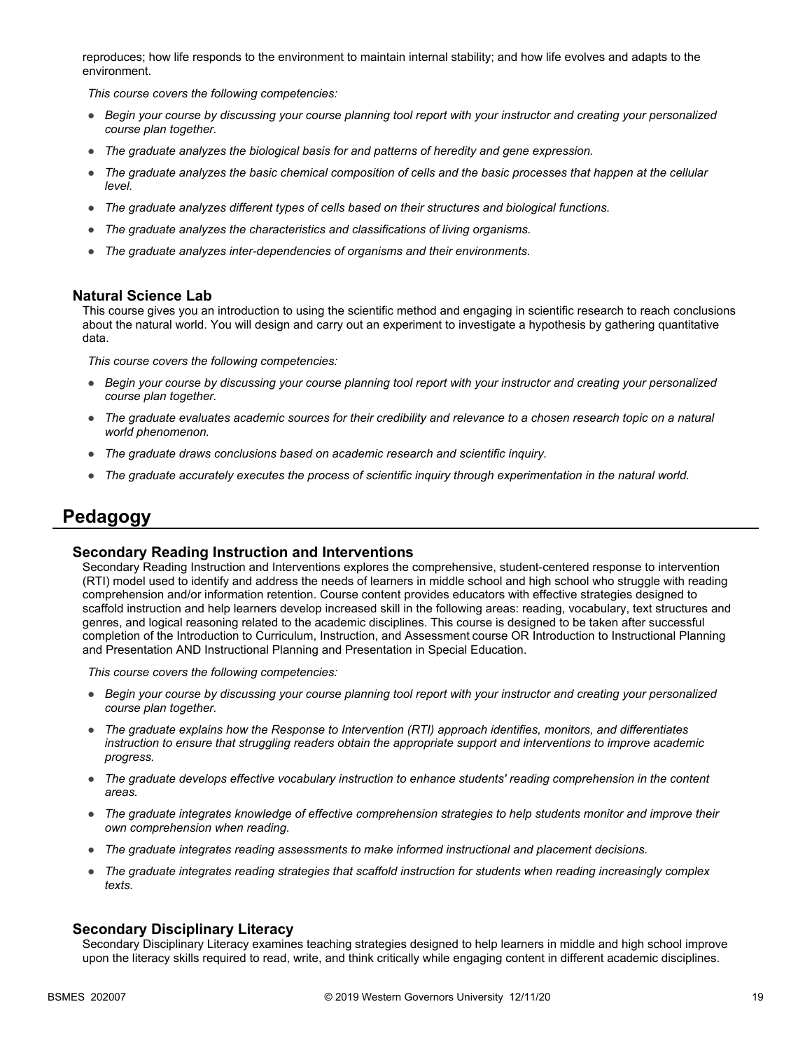reproduces; how life responds to the environment to maintain internal stability; and how life evolves and adapts to the environment.

*This course covers the following competencies:*

- *Begin your course by discussing your course planning tool report with your instructor and creating your personalized course plan together.*
- *The graduate analyzes the biological basis for and patterns of heredity and gene expression.*
- *The graduate analyzes the basic chemical composition of cells and the basic processes that happen at the cellular level.*
- *The graduate analyzes different types of cells based on their structures and biological functions.*
- *The graduate analyzes the characteristics and classifications of living organisms.*
- *The graduate analyzes inter-dependencies of organisms and their environments.*

### Natural Science Lab

This course gives you an introduction to using the scientific method and engaging in scientific research to reach conclusions about the natural world. You will design and carry out an experiment to investigate a hypothesis by gathering quantitative data.

*This course covers the following competencies:*

- *Begin your course by discussing your course planning tool report with your instructor and creating your personalized course plan together.*
- *The graduate evaluates academic sources for their credibility and relevance to a chosen research topic on a natural world phenomenon.*
- *The graduate draws conclusions based on academic research and scientific inquiry.*
- *The graduate accurately executes the process of scientific inquiry through experimentation in the natural world.*

## Pedagogy

### Secondary Reading Instruction and Interventions

Secondary Reading Instruction and Interventions explores the comprehensive, student-centered response to intervention (RTI) model used to identify and address the needs of learners in middle school and high school who struggle with reading comprehension and/or information retention. Course content provides educators with effective strategies designed to scaffold instruction and help learners develop increased skill in the following areas: reading, vocabulary, text structures and genres, and logical reasoning related to the academic disciplines. This course is designed to be taken after successful completion of the Introduction to Curriculum, Instruction, and Assessment course OR Introduction to Instructional Planning and Presentation AND Instructional Planning and Presentation in Special Education.

*This course covers the following competencies:*

- *Begin your course by discussing your course planning tool report with your instructor and creating your personalized course plan together.*
- *The graduate explains how the Response to Intervention (RTI) approach identifies, monitors, and differentiates instruction to ensure that struggling readers obtain the appropriate support and interventions to improve academic progress.*
- *The graduate develops effective vocabulary instruction to enhance students' reading comprehension in the content areas.*
- *The graduate integrates knowledge of effective comprehension strategies to help students monitor and improve their own comprehension when reading.*
- *The graduate integrates reading assessments to make informed instructional and placement decisions.*
- *The graduate integrates reading strategies that scaffold instruction for students when reading increasingly complex texts.*

### Secondary Disciplinary Literacy

Secondary Disciplinary Literacy examines teaching strategies designed to help learners in middle and high school improve upon the literacy skills required to read, write, and think critically while engaging content in different academic disciplines.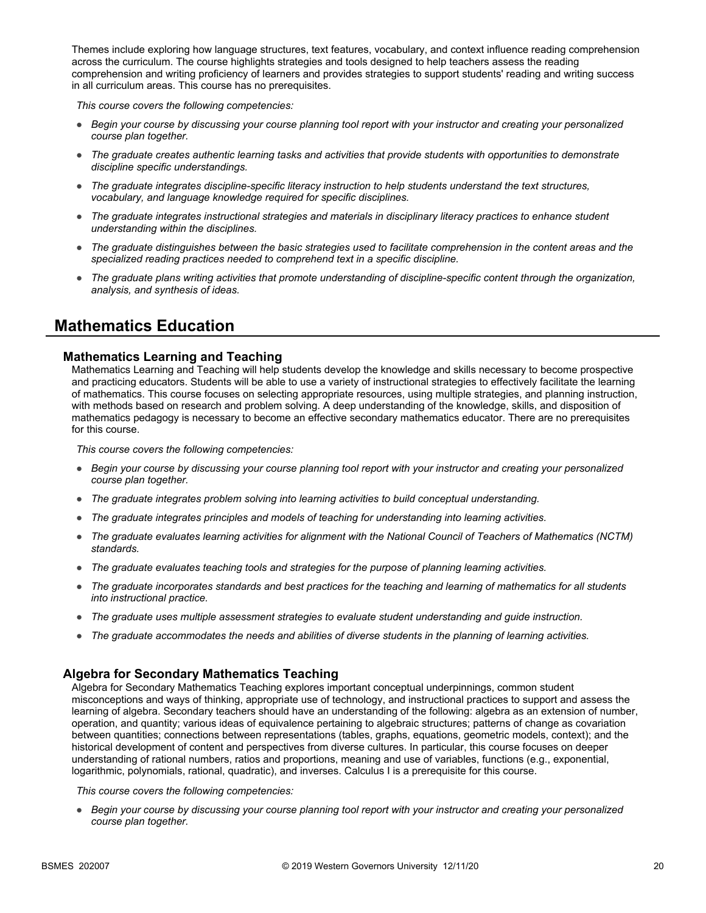Themes include exploring how language structures, text features, vocabulary, and context influence reading comprehension across the curriculum. The course highlights strategies and tools designed to help teachers assess the reading comprehension and writing proficiency of learners and provides strategies to support students' reading and writing success in all curriculum areas. This course has no prerequisites.

*This course covers the following competencies:*

- *Begin your course by discussing your course planning tool report with your instructor and creating your personalized course plan together.*
- *The graduate creates authentic learning tasks and activities that provide students with opportunities to demonstrate discipline specific understandings.*
- *The graduate integrates discipline-specific literacy instruction to help students understand the text structures, vocabulary, and language knowledge required for specific disciplines.*
- *The graduate integrates instructional strategies and materials in disciplinary literacy practices to enhance student understanding within the disciplines.*
- *The graduate distinguishes between the basic strategies used to facilitate comprehension in the content areas and the specialized reading practices needed to comprehend text in a specific discipline.*
- *The graduate plans writing activities that promote understanding of discipline-specific content through the organization, analysis, and synthesis of ideas.*

## Mathematics Education

### Mathematics Learning and Teaching

Mathematics Learning and Teaching will help students develop the knowledge and skills necessary to become prospective and practicing educators. Students will be able to use a variety of instructional strategies to effectively facilitate the learning of mathematics. This course focuses on selecting appropriate resources, using multiple strategies, and planning instruction, with methods based on research and problem solving. A deep understanding of the knowledge, skills, and disposition of mathematics pedagogy is necessary to become an effective secondary mathematics educator. There are no prerequisites for this course.

*This course covers the following competencies:*

- *Begin your course by discussing your course planning tool report with your instructor and creating your personalized course plan together.*
- *The graduate integrates problem solving into learning activities to build conceptual understanding.*
- *The graduate integrates principles and models of teaching for understanding into learning activities.*
- *The graduate evaluates learning activities for alignment with the National Council of Teachers of Mathematics (NCTM) standards.*
- *The graduate evaluates teaching tools and strategies for the purpose of planning learning activities.*
- *The graduate incorporates standards and best practices for the teaching and learning of mathematics for all students into instructional practice.*
- *The graduate uses multiple assessment strategies to evaluate student understanding and guide instruction.*
- *The graduate accommodates the needs and abilities of diverse students in the planning of learning activities.*

### Algebra for Secondary Mathematics Teaching

Algebra for Secondary Mathematics Teaching explores important conceptual underpinnings, common student misconceptions and ways of thinking, appropriate use of technology, and instructional practices to support and assess the learning of algebra. Secondary teachers should have an understanding of the following: algebra as an extension of number, operation, and quantity; various ideas of equivalence pertaining to algebraic structures; patterns of change as covariation between quantities; connections between representations (tables, graphs, equations, geometric models, context); and the historical development of content and perspectives from diverse cultures. In particular, this course focuses on deeper understanding of rational numbers, ratios and proportions, meaning and use of variables, functions (e.g., exponential, logarithmic, polynomials, rational, quadratic), and inverses. Calculus I is a prerequisite for this course.

*This course covers the following competencies:*

- *Begin your course by discussing your course planning tool report with your instructor and creating your personalized course plan together.*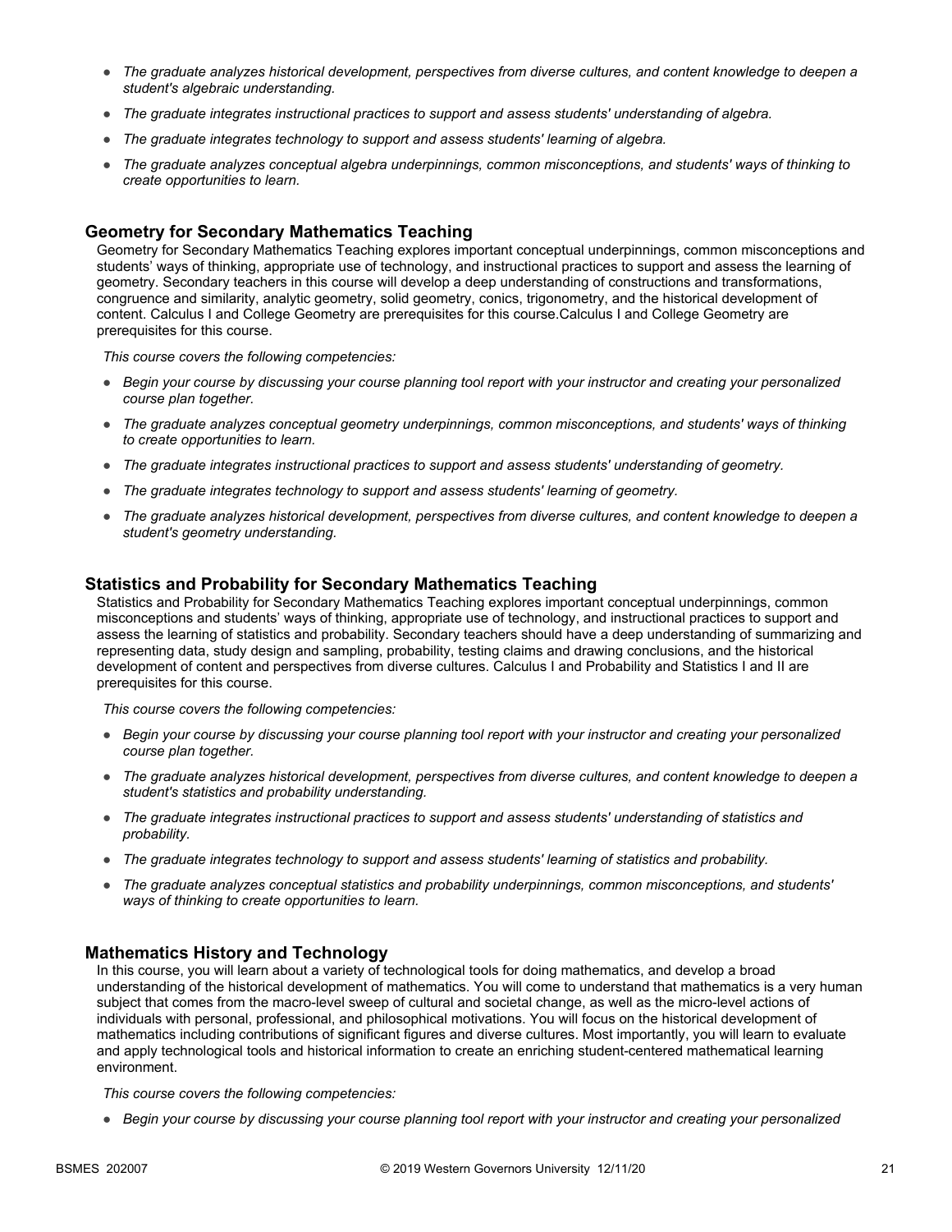- *The graduate analyzes historical development, perspectives from diverse cultures, and content knowledge to deepen a student's algebraic understanding.*
- *The graduate integrates instructional practices to support and assess students' understanding of algebra.*
- *The graduate integrates technology to support and assess students' learning of algebra.*
- *The graduate analyzes conceptual algebra underpinnings, common misconceptions, and students' ways of thinking to create opportunities to learn.*

### Geometry for Secondary Mathematics Teaching

Geometry for Secondary Mathematics Teaching explores important conceptual underpinnings, common misconceptions and students' ways of thinking, appropriate use of technology, and instructional practices to support and assess the learning of geometry. Secondary teachers in this course will develop a deep understanding of constructions and transformations, congruence and similarity, analytic geometry, solid geometry, conics, trigonometry, and the historical development of content. Calculus I and College Geometry are prerequisites for this course.Calculus I and College Geometry are prerequisites for this course.

*This course covers the following competencies:*

- *Begin your course by discussing your course planning tool report with your instructor and creating your personalized course plan together.*
- *The graduate analyzes conceptual geometry underpinnings, common misconceptions, and students' ways of thinking to create opportunities to learn.*
- *The graduate integrates instructional practices to support and assess students' understanding of geometry.*
- *The graduate integrates technology to support and assess students' learning of geometry.*
- *The graduate analyzes historical development, perspectives from diverse cultures, and content knowledge to deepen a student's geometry understanding.*

### Statistics and Probability for Secondary Mathematics Teaching

Statistics and Probability for Secondary Mathematics Teaching explores important conceptual underpinnings, common misconceptions and students' ways of thinking, appropriate use of technology, and instructional practices to support and assess the learning of statistics and probability. Secondary teachers should have a deep understanding of summarizing and representing data, study design and sampling, probability, testing claims and drawing conclusions, and the historical development of content and perspectives from diverse cultures. Calculus I and Probability and Statistics I and II are prerequisites for this course.

*This course covers the following competencies:*

- *Begin your course by discussing your course planning tool report with your instructor and creating your personalized course plan together.*
- *The graduate analyzes historical development, perspectives from diverse cultures, and content knowledge to deepen a student's statistics and probability understanding.*
- *The graduate integrates instructional practices to support and assess students' understanding of statistics and probability.*
- *The graduate integrates technology to support and assess students' learning of statistics and probability.*
- *The graduate analyzes conceptual statistics and probability underpinnings, common misconceptions, and students' ways of thinking to create opportunities to learn.*

### Mathematics History and Technology

In this course, you will learn about a variety of technological tools for doing mathematics, and develop a broad understanding of the historical development of mathematics. You will come to understand that mathematics is a very human subject that comes from the macro-level sweep of cultural and societal change, as well as the micro-level actions of individuals with personal, professional, and philosophical motivations. You will focus on the historical development of mathematics including contributions of significant figures and diverse cultures. Most importantly, you will learn to evaluate and apply technological tools and historical information to create an enriching student-centered mathematical learning environment.

*This course covers the following competencies:*

- *Begin your course by discussing your course planning tool report with your instructor and creating your personalized*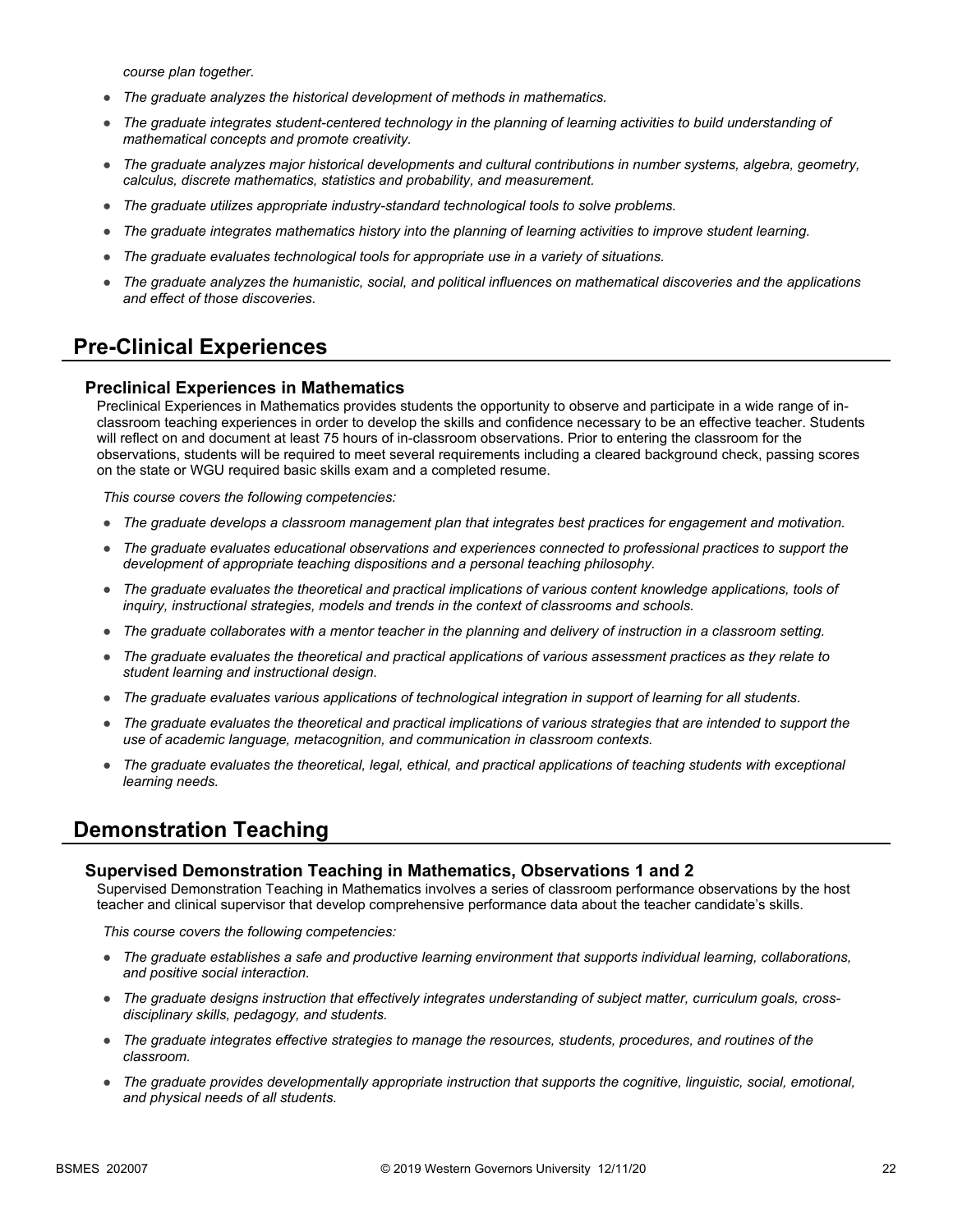*course plan together.*

- *The graduate analyzes the historical development of methods in mathematics.*
- *The graduate integrates student-centered technology in the planning of learning activities to build understanding of mathematical concepts and promote creativity.*
- *The graduate analyzes major historical developments and cultural contributions in number systems, algebra, geometry, calculus, discrete mathematics, statistics and probability, and measurement.*
- *The graduate utilizes appropriate industry-standard technological tools to solve problems.*
- *The graduate integrates mathematics history into the planning of learning activities to improve student learning.*
- *The graduate evaluates technological tools for appropriate use in a variety of situations.*
- *The graduate analyzes the humanistic, social, and political influences on mathematical discoveries and the applications and effect of those discoveries.*

## Pre-Clinical Experiences

### Preclinical Experiences in Mathematics

Preclinical Experiences in Mathematics provides students the opportunity to observe and participate in a wide range of in-classroom teaching experiences in order to develop the skills and confidence necessary to be an effective teacher. Students will reflect on and document at least 75 hours of in-classroom observations. Prior to entering the classroom for the observations, students will be required to meet several requirements including a cleared background check, passing scores on the state or WGU required basic skills exam and a completed resume.

*This course covers the following competencies:*

- *The graduate develops a classroom management plan that integrates best practices for engagement and motivation.*
- *The graduate evaluates educational observations and experiences connected to professional practices to support the development of appropriate teaching dispositions and a personal teaching philosophy.*
- *The graduate evaluates the theoretical and practical implications of various content knowledge applications, tools of inquiry, instructional strategies, models and trends in the context of classrooms and schools.*
- *The graduate collaborates with a mentor teacher in the planning and delivery of instruction in a classroom setting.*
- *The graduate evaluates the theoretical and practical applications of various assessment practices as they relate to student learning and instructional design.*
- *The graduate evaluates various applications of technological integration in support of learning for all students.*
- *The graduate evaluates the theoretical and practical implications of various strategies that are intended to support the use of academic language, metacognition, and communication in classroom contexts.*
- *The graduate evaluates the theoretical, legal, ethical, and practical applications of teaching students with exceptional learning needs.*

## Demonstration Teaching

### Supervised Demonstration Teaching in Mathematics, Observations 1 and 2

Supervised Demonstration Teaching in Mathematics involves a series of classroom performance observations by the host teacher and clinical supervisor that develop comprehensive performance data about the teacher candidate's skills.

*This course covers the following competencies:*

- *The graduate establishes a safe and productive learning environment that supports individual learning, collaborations, and positive social interaction.*
- *The graduate designs instruction that effectively integrates understanding of subject matter, curriculum goals, cross-disciplinary skills, pedagogy, and students.*
- *The graduate integrates effective strategies to manage the resources, students, procedures, and routines of the classroom.*
- *The graduate provides developmentally appropriate instruction that supports the cognitive, linguistic, social, emotional, and physical needs of all students.*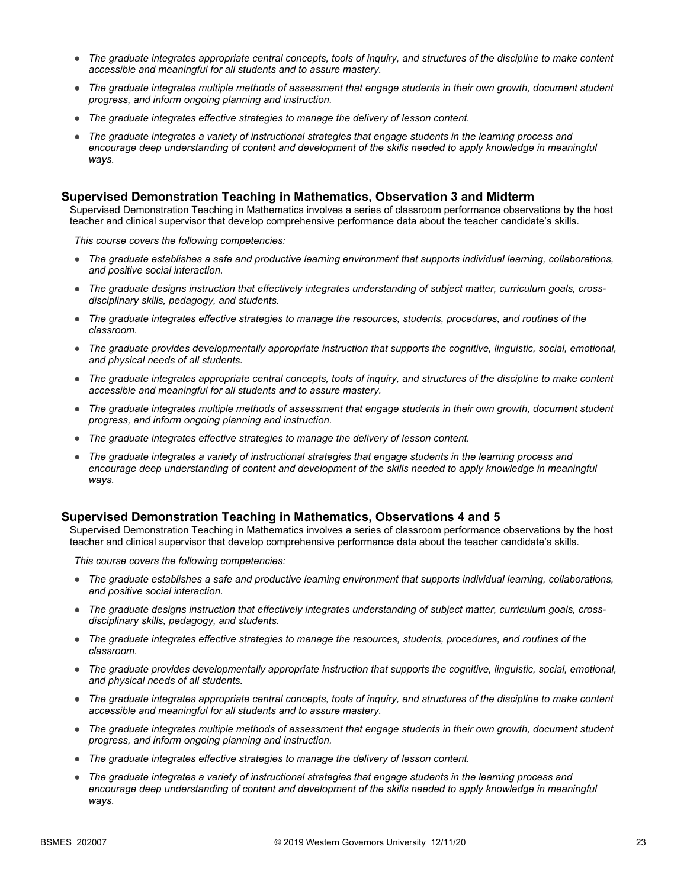- *The graduate integrates appropriate central concepts, tools of inquiry, and structures of the discipline to make content accessible and meaningful for all students and to assure mastery.*
- *The graduate integrates multiple methods of assessment that engage students in their own growth, document student progress, and inform ongoing planning and instruction.*
- *The graduate integrates effective strategies to manage the delivery of lesson content.*
- *The graduate integrates a variety of instructional strategies that engage students in the learning process and encourage deep understanding of content and development of the skills needed to apply knowledge in meaningful ways.*

### Supervised Demonstration Teaching in Mathematics, Observation 3 and Midterm

Supervised Demonstration Teaching in Mathematics involves a series of classroom performance observations by the host teacher and clinical supervisor that develop comprehensive performance data about the teacher candidate's skills.

*This course covers the following competencies:*

- *The graduate establishes a safe and productive learning environment that supports individual learning, collaborations, and positive social interaction.*
- *The graduate designs instruction that effectively integrates understanding of subject matter, curriculum goals, cross-disciplinary skills, pedagogy, and students.*
- *The graduate integrates effective strategies to manage the resources, students, procedures, and routines of the classroom.*
- *The graduate provides developmentally appropriate instruction that supports the cognitive, linguistic, social, emotional, and physical needs of all students.*
- *The graduate integrates appropriate central concepts, tools of inquiry, and structures of the discipline to make content accessible and meaningful for all students and to assure mastery.*
- *The graduate integrates multiple methods of assessment that engage students in their own growth, document student progress, and inform ongoing planning and instruction.*
- *The graduate integrates effective strategies to manage the delivery of lesson content.*
- *The graduate integrates a variety of instructional strategies that engage students in the learning process and encourage deep understanding of content and development of the skills needed to apply knowledge in meaningful ways.*

### Supervised Demonstration Teaching in Mathematics, Observations 4 and 5

Supervised Demonstration Teaching in Mathematics involves a series of classroom performance observations by the host teacher and clinical supervisor that develop comprehensive performance data about the teacher candidate's skills.

*This course covers the following competencies:*

- *The graduate establishes a safe and productive learning environment that supports individual learning, collaborations, and positive social interaction.*
- *The graduate designs instruction that effectively integrates understanding of subject matter, curriculum goals, cross-disciplinary skills, pedagogy, and students.*
- *The graduate integrates effective strategies to manage the resources, students, procedures, and routines of the classroom.*
- *The graduate provides developmentally appropriate instruction that supports the cognitive, linguistic, social, emotional, and physical needs of all students.*
- *The graduate integrates appropriate central concepts, tools of inquiry, and structures of the discipline to make content accessible and meaningful for all students and to assure mastery.*
- *The graduate integrates multiple methods of assessment that engage students in their own growth, document student progress, and inform ongoing planning and instruction.*
- *The graduate integrates effective strategies to manage the delivery of lesson content.*
- *The graduate integrates a variety of instructional strategies that engage students in the learning process and encourage deep understanding of content and development of the skills needed to apply knowledge in meaningful ways.*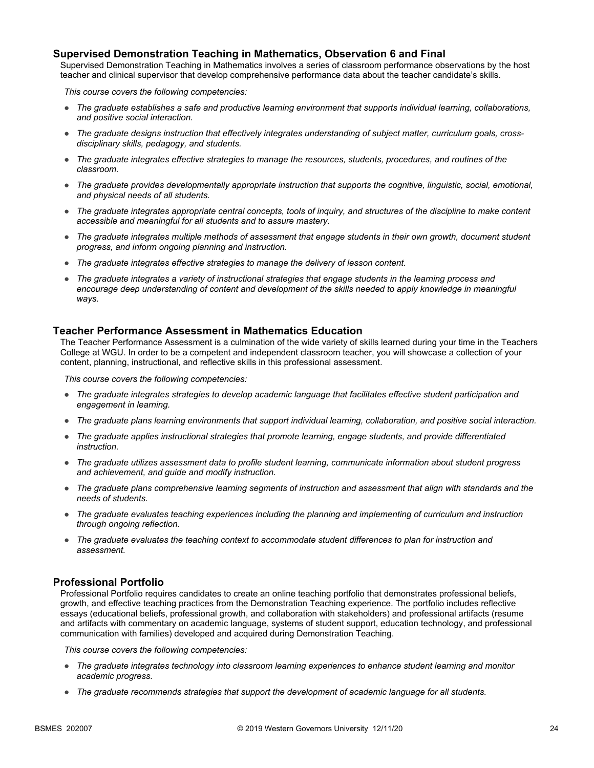### Supervised Demonstration Teaching in Mathematics, Observation 6 and Final

Supervised Demonstration Teaching in Mathematics involves a series of classroom performance observations by the host teacher and clinical supervisor that develop comprehensive performance data about the teacher candidate's skills.

*This course covers the following competencies:*

- *The graduate establishes a safe and productive learning environment that supports individual learning, collaborations, and positive social interaction.*
- *The graduate designs instruction that effectively integrates understanding of subject matter, curriculum goals, cross-disciplinary skills, pedagogy, and students.*
- *The graduate integrates effective strategies to manage the resources, students, procedures, and routines of the classroom.*
- *The graduate provides developmentally appropriate instruction that supports the cognitive, linguistic, social, emotional, and physical needs of all students.*
- *The graduate integrates appropriate central concepts, tools of inquiry, and structures of the discipline to make content accessible and meaningful for all students and to assure mastery.*
- *The graduate integrates multiple methods of assessment that engage students in their own growth, document student progress, and inform ongoing planning and instruction.*
- *The graduate integrates effective strategies to manage the delivery of lesson content.*
- *The graduate integrates a variety of instructional strategies that engage students in the learning process and encourage deep understanding of content and development of the skills needed to apply knowledge in meaningful ways.*

### Teacher Performance Assessment in Mathematics Education

The Teacher Performance Assessment is a culmination of the wide variety of skills learned during your time in the Teachers College at WGU. In order to be a competent and independent classroom teacher, you will showcase a collection of your content, planning, instructional, and reflective skills in this professional assessment.

*This course covers the following competencies:*

- *The graduate integrates strategies to develop academic language that facilitates effective student participation and engagement in learning.*
- *The graduate plans learning environments that support individual learning, collaboration, and positive social interaction.*
- *The graduate applies instructional strategies that promote learning, engage students, and provide differentiated instruction.*
- *The graduate utilizes assessment data to profile student learning, communicate information about student progress and achievement, and guide and modify instruction.*
- *The graduate plans comprehensive learning segments of instruction and assessment that align with standards and the needs of students.*
- *The graduate evaluates teaching experiences including the planning and implementing of curriculum and instruction through ongoing reflection.*
- *The graduate evaluates the teaching context to accommodate student differences to plan for instruction and assessment.*

### Professional Portfolio

Professional Portfolio requires candidates to create an online teaching portfolio that demonstrates professional beliefs, growth, and effective teaching practices from the Demonstration Teaching experience. The portfolio includes reflective essays (educational beliefs, professional growth, and collaboration with stakeholders) and professional artifacts (resume and artifacts with commentary on academic language, systems of student support, education technology, and professional communication with families) developed and acquired during Demonstration Teaching.

*This course covers the following competencies:*

- *The graduate integrates technology into classroom learning experiences to enhance student learning and monitor academic progress.*
- *The graduate recommends strategies that support the development of academic language for all students.*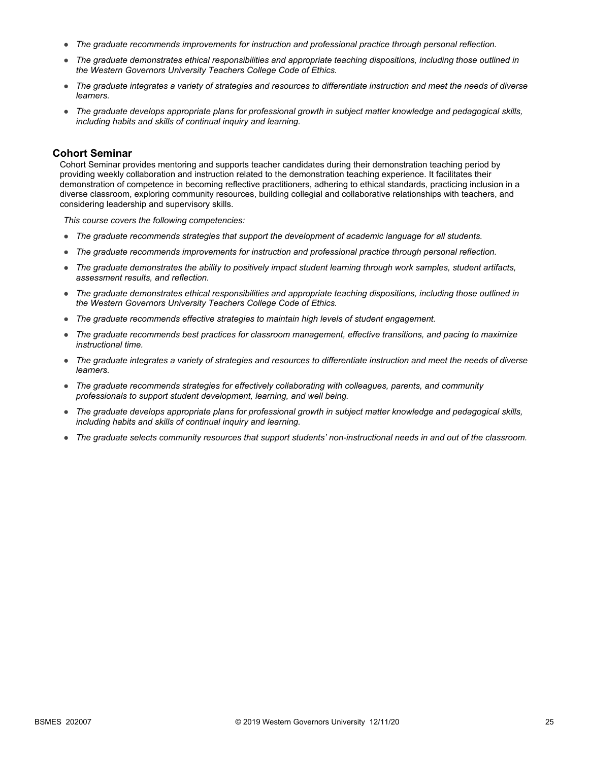- *The graduate recommends improvements for instruction and professional practice through personal reflection.*
- *The graduate demonstrates ethical responsibilities and appropriate teaching dispositions, including those outlined in the Western Governors University Teachers College Code of Ethics.*
- *The graduate integrates a variety of strategies and resources to differentiate instruction and meet the needs of diverse learners.*
- *The graduate develops appropriate plans for professional growth in subject matter knowledge and pedagogical skills, including habits and skills of continual inquiry and learning.*

### Cohort Seminar

Cohort Seminar provides mentoring and supports teacher candidates during their demonstration teaching period by providing weekly collaboration and instruction related to the demonstration teaching experience. It facilitates their demonstration of competence in becoming reflective practitioners, adhering to ethical standards, practicing inclusion in a diverse classroom, exploring community resources, building collegial and collaborative relationships with teachers, and considering leadership and supervisory skills.

*This course covers the following competencies:*

- *The graduate recommends strategies that support the development of academic language for all students.*
- *The graduate recommends improvements for instruction and professional practice through personal reflection.*
- *The graduate demonstrates the ability to positively impact student learning through work samples, student artifacts, assessment results, and reflection.*
- *The graduate demonstrates ethical responsibilities and appropriate teaching dispositions, including those outlined in the Western Governors University Teachers College Code of Ethics.*
- *The graduate recommends effective strategies to maintain high levels of student engagement.*
- *The graduate recommends best practices for classroom management, effective transitions, and pacing to maximize instructional time.*
- *The graduate integrates a variety of strategies and resources to differentiate instruction and meet the needs of diverse learners.*
- *The graduate recommends strategies for effectively collaborating with colleagues, parents, and community professionals to support student development, learning, and well being.*
- *The graduate develops appropriate plans for professional growth in subject matter knowledge and pedagogical skills, including habits and skills of continual inquiry and learning.*
- *The graduate selects community resources that support students' non-instructional needs in and out of the classroom.*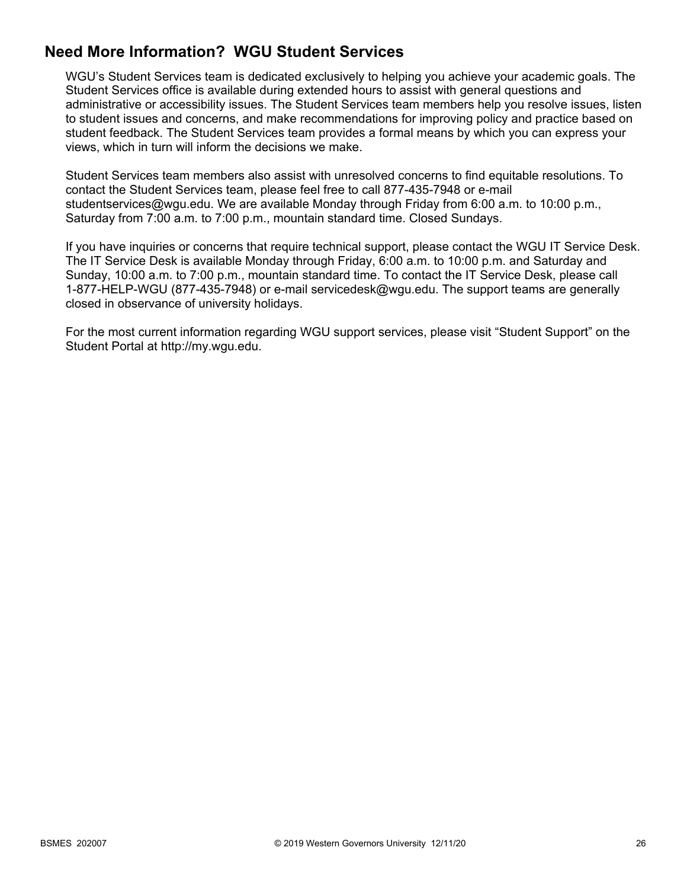## Need More Information? WGU Student Services

WGU's Student Services team is dedicated exclusively to helping you achieve your academic goals. The Student Services office is available during extended hours to assist with general questions and administrative or accessibility issues. The Student Services team members help you resolve issues, listen to student issues and concerns, and make recommendations for improving policy and practice based on student feedback. The Student Services team provides a formal means by which you can express your views, which in turn will inform the decisions we make.

Student Services team members also assist with unresolved concerns to find equitable resolutions. To contact the Student Services team, please feel free to call 877-435-7948 or e-mail studentservices@wgu.edu. We are available Monday through Friday from 6:00 a.m. to 10:00 p.m., Saturday from 7:00 a.m. to 7:00 p.m., mountain standard time. Closed Sundays.

If you have inquiries or concerns that require technical support, please contact the WGU IT Service Desk. The IT Service Desk is available Monday through Friday, 6:00 a.m. to 10:00 p.m. and Saturday and Sunday, 10:00 a.m. to 7:00 p.m., mountain standard time. To contact the IT Service Desk, please call 1-877-HELP-WGU (877-435-7948) or e-mail servicedesk@wgu.edu. The support teams are generally closed in observance of university holidays.

For the most current information regarding WGU support services, please visit "Student Support" on the Student Portal at http://my.wgu.edu.